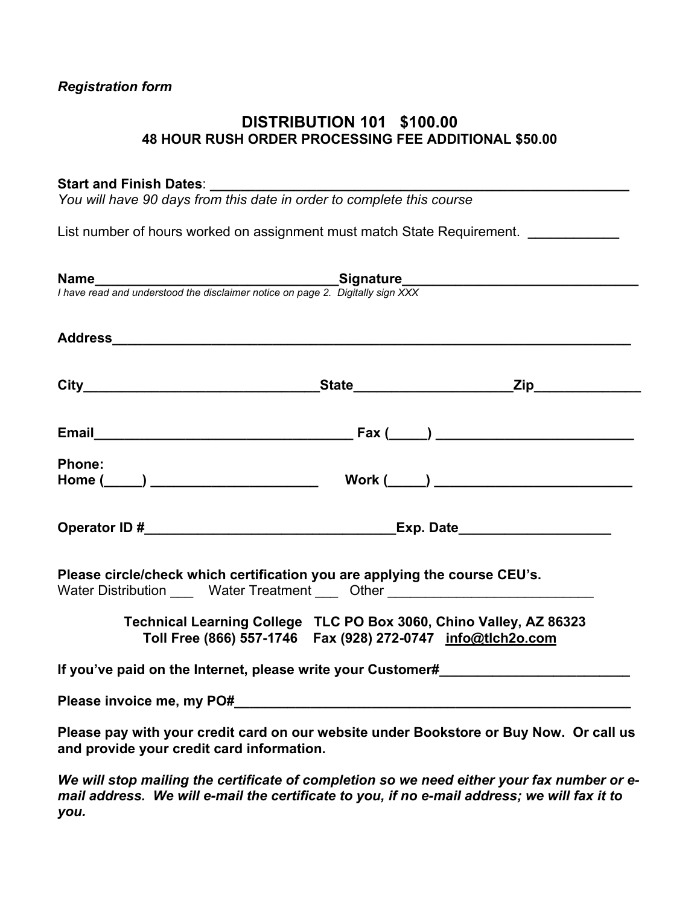*Registration form*

# DISTRIBUTION 101 $100.00

## 48 HOUR RUSH ORDER PROCESSING FEE ADDITIONAL $50.00

**Start and Finish Dates**: ________________________________________________________

*You will have 90 days from this date in order to complete this course*

List number of hours worked on assignment must match State Requirement. ____________

**Name**________________________________**Signature**______________________________

*I have read and understood the disclaimer notice on page 2. Digitally sign XXX*

**Address**____________________________________________________________________

**City**_______________________________**State**____________________**Zip**_____________

**Email**__________________________________ **Fax (_____)** __________________________

**Phone:**
**Home (_____)** ______________________ **Work (_____)** __________________________

**Operator ID #**_________________________________**Exp. Date**___________________

**Please circle/check which certification you are applying the course CEU's.**
Water Distribution ___ Water Treatment ___ Other ___________________________

**Technical Learning College TLC PO Box 3060, Chino Valley, AZ 86323**
**Toll Free (866) 557-1746 Fax (928) 272-0747 info@tlch2o.com**

**If you've paid on the Internet, please write your Customer#**_________________________

**Please invoice me, my PO#**______________________________________________________

**Please pay with your credit card on our website under Bookstore or Buy Now. Or call us and provide your credit card information.**

***We will stop mailing the certificate of completion so we need either your fax number or e-mail address. We will e-mail the certificate to you, if no e-mail address; we will fax it to you.***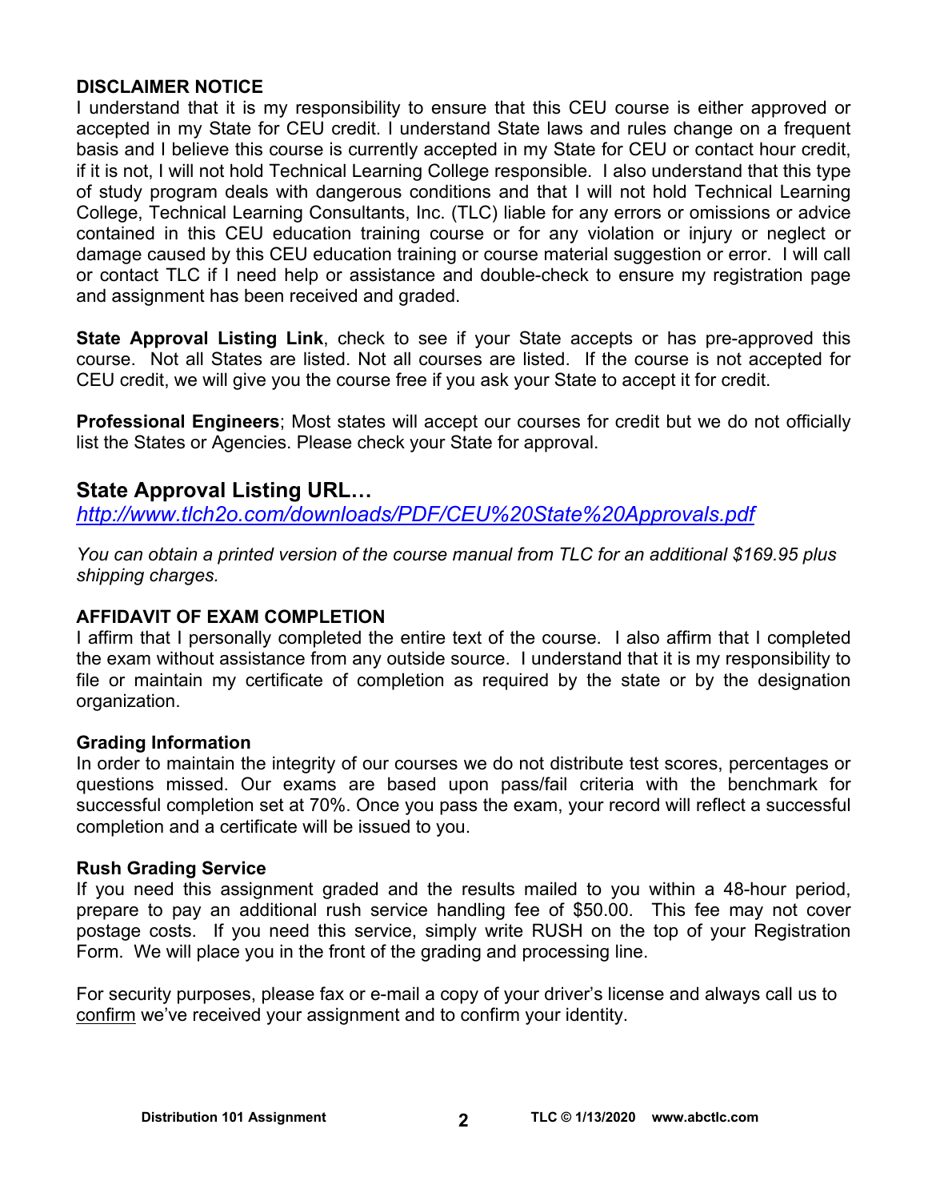**DISCLAIMER NOTICE**

I understand that it is my responsibility to ensure that this CEU course is either approved or accepted in my State for CEU credit. I understand State laws and rules change on a frequent basis and I believe this course is currently accepted in my State for CEU or contact hour credit, if it is not, I will not hold Technical Learning College responsible. I also understand that this type of study program deals with dangerous conditions and that I will not hold Technical Learning College, Technical Learning Consultants, Inc. (TLC) liable for any errors or omissions or advice contained in this CEU education training course or for any violation or injury or neglect or damage caused by this CEU education training or course material suggestion or error. I will call or contact TLC if I need help or assistance and double-check to ensure my registration page and assignment has been received and graded.

**State Approval Listing Link**, check to see if your State accepts or has pre-approved this course. Not all States are listed. Not all courses are listed. If the course is not accepted for CEU credit, we will give you the course free if you ask your State to accept it for credit.

**Professional Engineers**; Most states will accept our courses for credit but we do not officially list the States or Agencies. Please check your State for approval.

## State Approval Listing URL…

*http://www.tlch2o.com/downloads/PDF/CEU%20State%20Approvals.pdf*

*You can obtain a printed version of the course manual from TLC for an additional $169.95 plus shipping charges.*

**AFFIDAVIT OF EXAM COMPLETION**

I affirm that I personally completed the entire text of the course. I also affirm that I completed the exam without assistance from any outside source. I understand that it is my responsibility to file or maintain my certificate of completion as required by the state or by the designation organization.

**Grading Information**

In order to maintain the integrity of our courses we do not distribute test scores, percentages or questions missed. Our exams are based upon pass/fail criteria with the benchmark for successful completion set at 70%. Once you pass the exam, your record will reflect a successful completion and a certificate will be issued to you.

**Rush Grading Service**

If you need this assignment graded and the results mailed to you within a 48-hour period, prepare to pay an additional rush service handling fee of $50.00. This fee may not cover postage costs. If you need this service, simply write RUSH on the top of your Registration Form. We will place you in the front of the grading and processing line.

For security purposes, please fax or e-mail a copy of your driver's license and always call us to confirm we've received your assignment and to confirm your identity.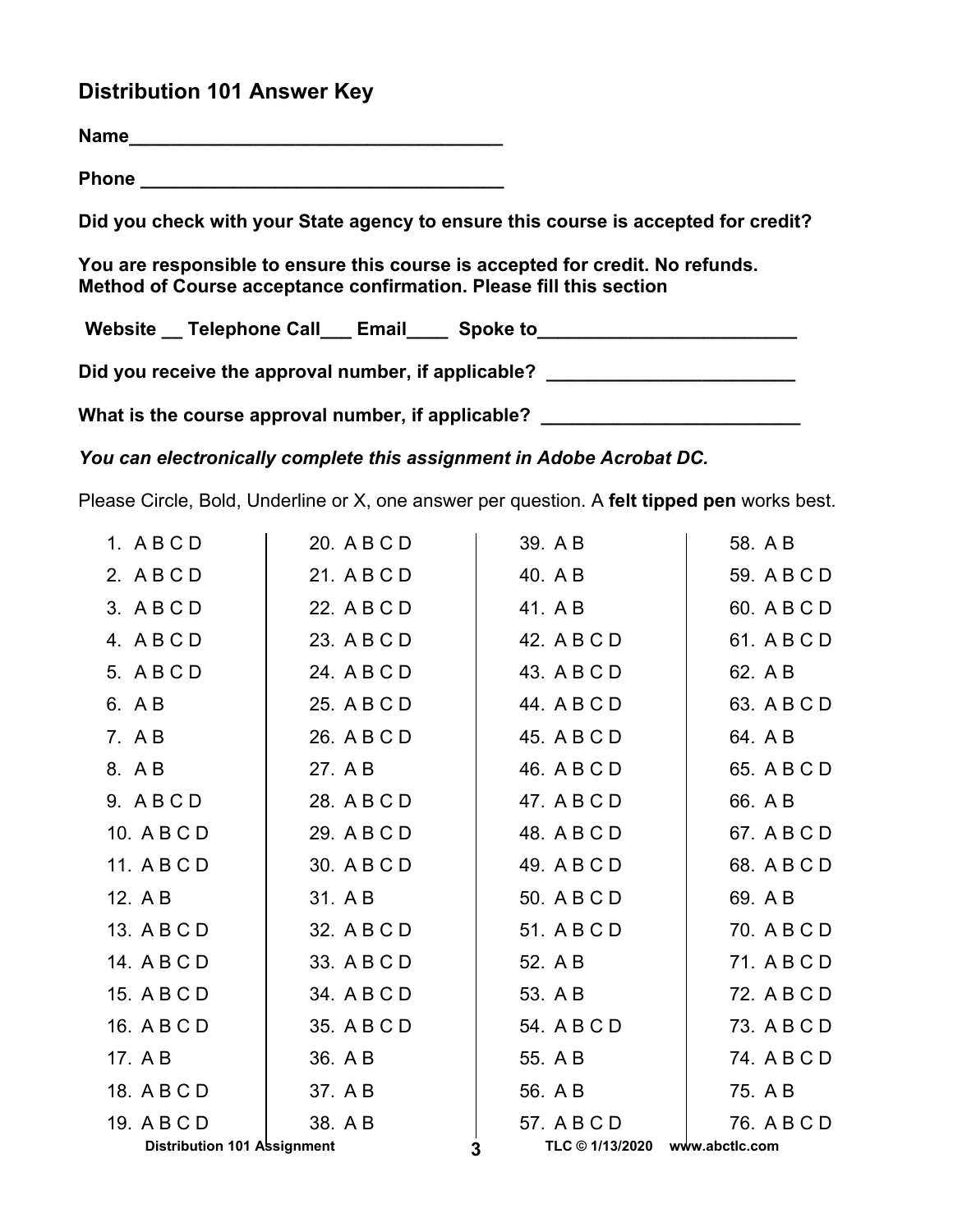## Distribution 101 Answer Key

**Name___________________________________**

**Phone __________________________________**

**Did you check with your State agency to ensure this course is accepted for credit?**

**You are responsible to ensure this course is accepted for credit. No refunds.**
**Method of Course acceptance confirmation. Please fill this section**

**Website __ Telephone Call___ Email____ Spoke to________________________**

**Did you receive the approval number, if applicable? _______________________**

**What is the course approval number, if applicable? ________________________**

***You can electronically complete this assignment in Adobe Acrobat DC.***

Please Circle, Bold, Underline or X, one answer per question. A **felt tipped pen** works best.

| | | | |
|---|---|---|---|
| 1. A B C D | 20. A B C D | 39. A B | 58. A B |
| 2. A B C D | 21. A B C D | 40. A B | 59. A B C D |
| 3. A B C D | 22. A B C D | 41. A B | 60. A B C D |
| 4. A B C D | 23. A B C D | 42. A B C D | 61. A B C D |
| 5. A B C D | 24. A B C D | 43. A B C D | 62. A B |
| 6. A B | 25. A B C D | 44. A B C D | 63. A B C D |
| 7. A B | 26. A B C D | 45. A B C D | 64. A B |
| 8. A B | 27. A B | 46. A B C D | 65. A B C D |
| 9. A B C D | 28. A B C D | 47. A B C D | 66. A B |
| 10. A B C D | 29. A B C D | 48. A B C D | 67. A B C D |
| 11. A B C D | 30. A B C D | 49. A B C D | 68. A B C D |
| 12. A B | 31. A B | 50. A B C D | 69. A B |
| 13. A B C D | 32. A B C D | 51. A B C D | 70. A B C D |
| 14. A B C D | 33. A B C D | 52. A B | 71. A B C D |
| 15. A B C D | 34. A B C D | 53. A B | 72. A B C D |
| 16. A B C D | 35. A B C D | 54. A B C D | 73. A B C D |
| 17. A B | 36. A B | 55. A B | 74. A B C D |
| 18. A B C D | 37. A B | 56. A B | 75. A B |
| 19. A B C D | 38. A B | 57. A B C D | 76. A B C D |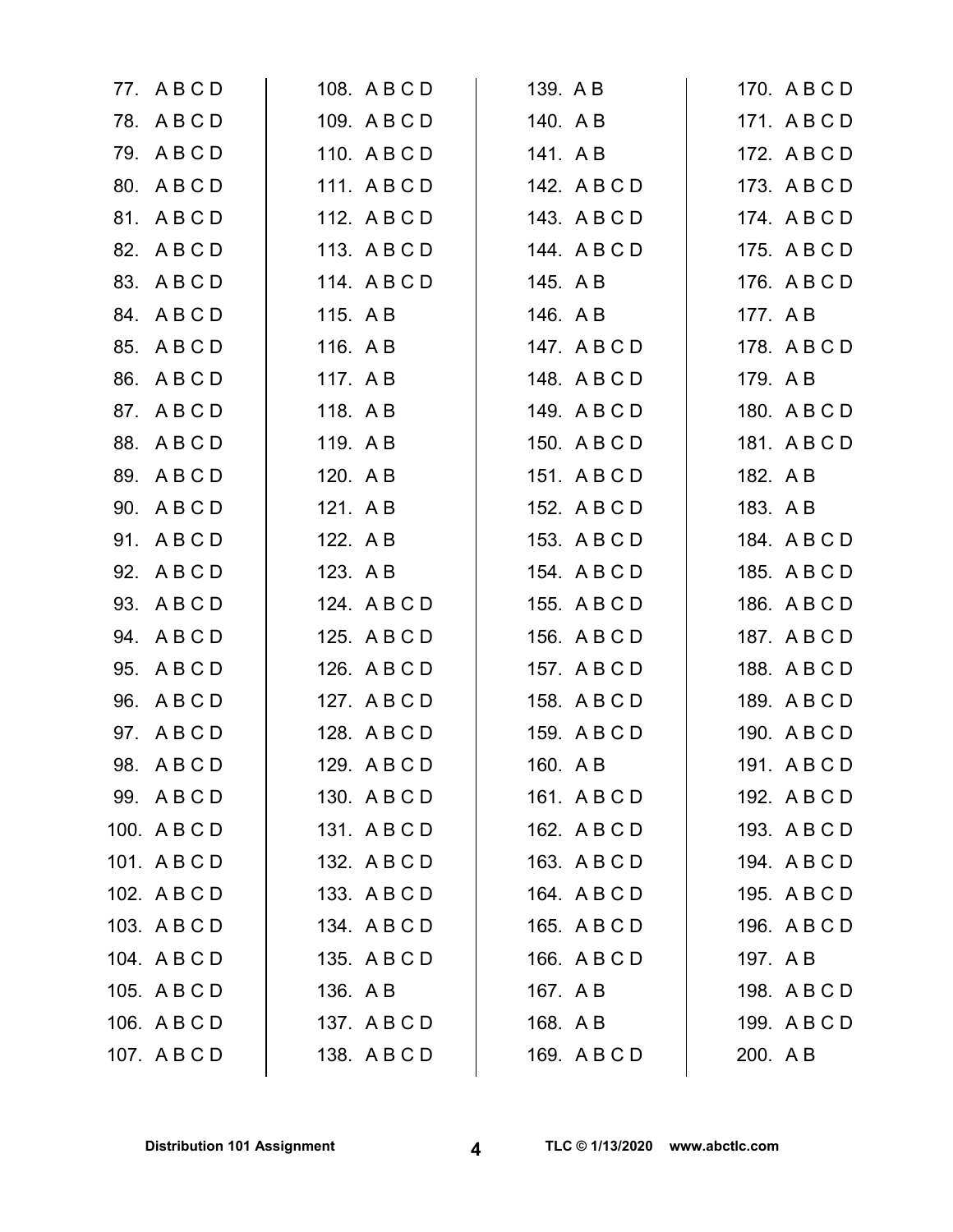77. A B C D
78. A B C D
79. A B C D
80. A B C D
81. A B C D
82. A B C D
83. A B C D
84. A B C D
85. A B C D
86. A B C D
87. A B C D
88. A B C D
89. A B C D
90. A B C D
91. A B C D
92. A B C D
93. A B C D
94. A B C D
95. A B C D
96. A B C D
97. A B C D
98. A B C D
99. A B C D
100. A B C D
101. A B C D
102. A B C D
103. A B C D
104. A B C D
105. A B C D
106. A B C D
107. A B C D
108. A B C D
109. A B C D
110. A B C D
111. A B C D
112. A B C D
113. A B C D
114. A B C D
115. A B
116. A B
117. A B
118. A B
119. A B
120. A B
121. A B
122. A B
123. A B
124. A B C D
125. A B C D
126. A B C D
127. A B C D
128. A B C D
129. A B C D
130. A B C D
131. A B C D
132. A B C D
133. A B C D
134. A B C D
135. A B C D
136. A B
137. A B C D
138. A B C D
139. A B
140. A B
141. A B
142. A B C D
143. A B C D
144. A B C D
145. A B
146. A B
147. A B C D
148. A B C D
149. A B C D
150. A B C D
151. A B C D
152. A B C D
153. A B C D
154. A B C D
155. A B C D
156. A B C D
157. A B C D
158. A B C D
159. A B C D
160. A B
161. A B C D
162. A B C D
163. A B C D
164. A B C D
165. A B C D
166. A B C D
167. A B
168. A B
169. A B C D
170. A B C D
171. A B C D
172. A B C D
173. A B C D
174. A B C D
175. A B C D
176. A B C D
177. A B
178. A B C D
179. A B
180. A B C D
181. A B C D
182. A B
183. A B
184. A B C D
185. A B C D
186. A B C D
187. A B C D
188. A B C D
189. A B C D
190. A B C D
191. A B C D
192. A B C D
193. A B C D
194. A B C D
195. A B C D
196. A B C D
197. A B
198. A B C D
199. A B C D
200. A B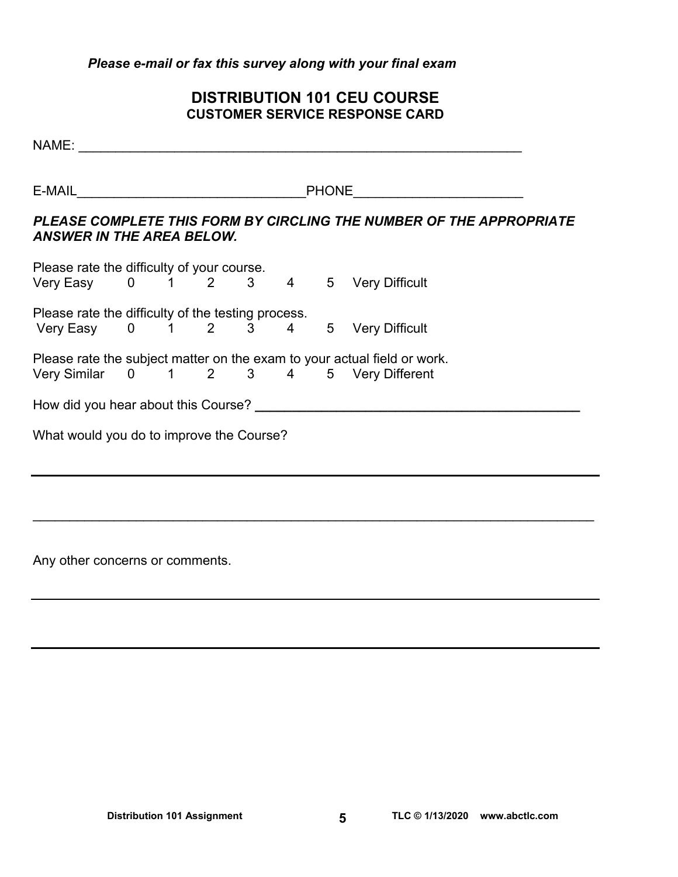***Please e-mail or fax this survey along with your final exam***

## DISTRIBUTION 101 CEU COURSE
### CUSTOMER SERVICE RESPONSE CARD

NAME: ___________________________________________________________

E-MAIL______________________________PHONE______________________

***PLEASE COMPLETE THIS FORM BY CIRCLING THE NUMBER OF THE APPROPRIATE ANSWER IN THE AREA BELOW.***

Please rate the difficulty of your course.
Very Easy 0 1 2 3 4 5 Very Difficult

Please rate the difficulty of the testing process.
Very Easy 0 1 2 3 4 5 Very Difficult

Please rate the subject matter on the exam to your actual field or work.
Very Similar 0 1 2 3 4 5 Very Different

How did you hear about this Course? ___________________________________

What would you do to improve the Course?

_____________________________________________________________________________

_____________________________________________________________________________

Any other concerns or comments.

_____________________________________________________________________________

_____________________________________________________________________________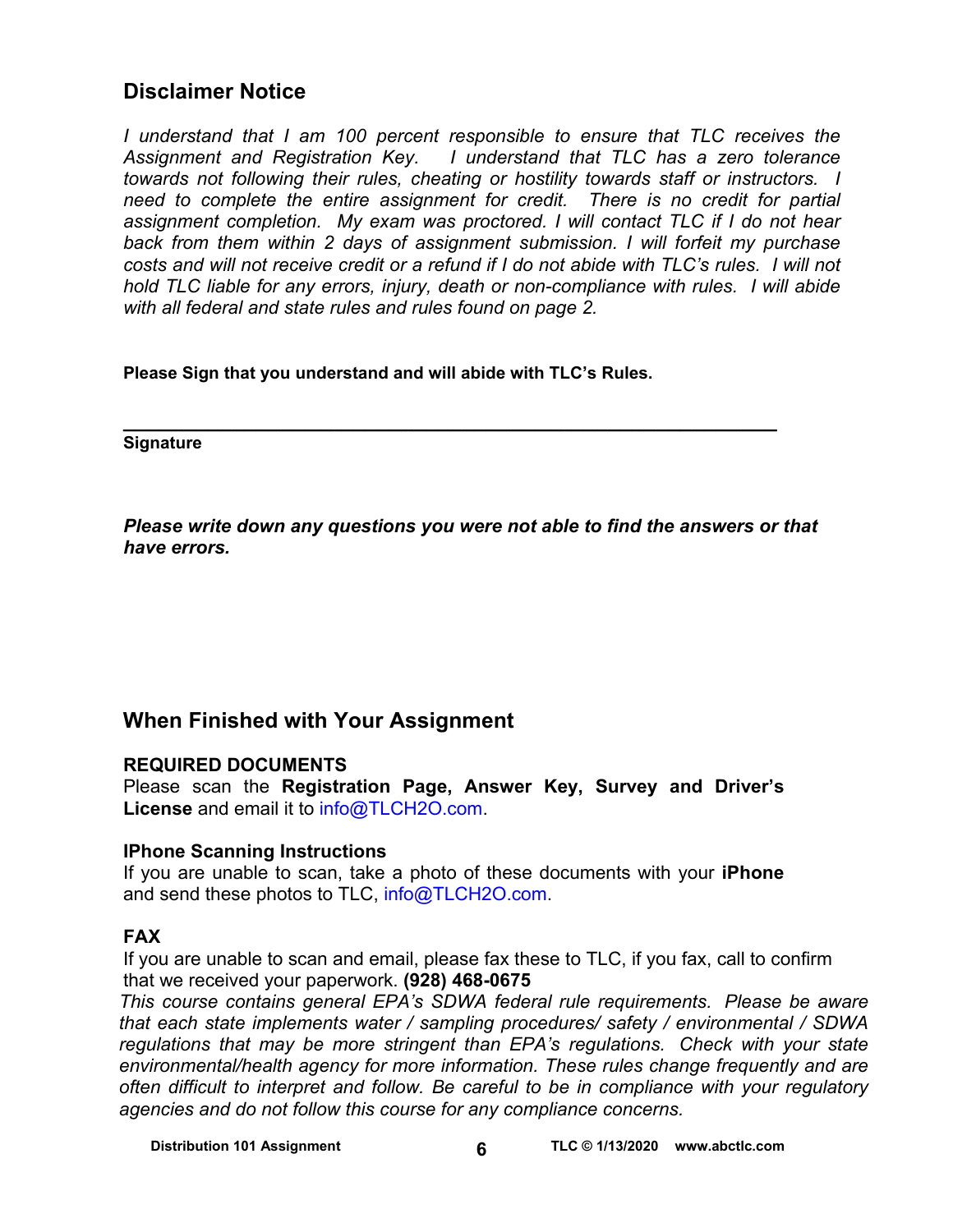## Disclaimer Notice

*I understand that I am 100 percent responsible to ensure that TLC receives the Assignment and Registration Key. I understand that TLC has a zero tolerance towards not following their rules, cheating or hostility towards staff or instructors. I need to complete the entire assignment for credit. There is no credit for partial assignment completion. My exam was proctored. I will contact TLC if I do not hear back from them within 2 days of assignment submission. I will forfeit my purchase costs and will not receive credit or a refund if I do not abide with TLC's rules. I will not hold TLC liable for any errors, injury, death or non-compliance with rules. I will abide with all federal and state rules and rules found on page 2.*

**Please Sign that you understand and will abide with TLC's Rules.**

\_\_\_\_\_\_\_\_\_\_\_\_\_\_\_\_\_\_\_\_\_\_\_\_\_\_\_\_\_\_\_\_\_\_\_\_\_\_\_\_\_\_\_\_\_\_\_\_\_\_\_\_\_\_\_\_\_\_\_\_

**Signature**

***Please write down any questions you were not able to find the answers or that have errors.***

## When Finished with Your Assignment

**REQUIRED DOCUMENTS**

Please scan the **Registration Page, Answer Key, Survey and Driver's License** and email it to info@TLCH2O.com.

**IPhone Scanning Instructions**

If you are unable to scan, take a photo of these documents with your **iPhone** and send these photos to TLC, info@TLCH2O.com.

**FAX**

If you are unable to scan and email, please fax these to TLC, if you fax, call to confirm that we received your paperwork. **(928) 468-0675**

*This course contains general EPA's SDWA federal rule requirements. Please be aware that each state implements water / sampling procedures/ safety / environmental / SDWA regulations that may be more stringent than EPA's regulations. Check with your state environmental/health agency for more information. These rules change frequently and are often difficult to interpret and follow. Be careful to be in compliance with your regulatory agencies and do not follow this course for any compliance concerns.*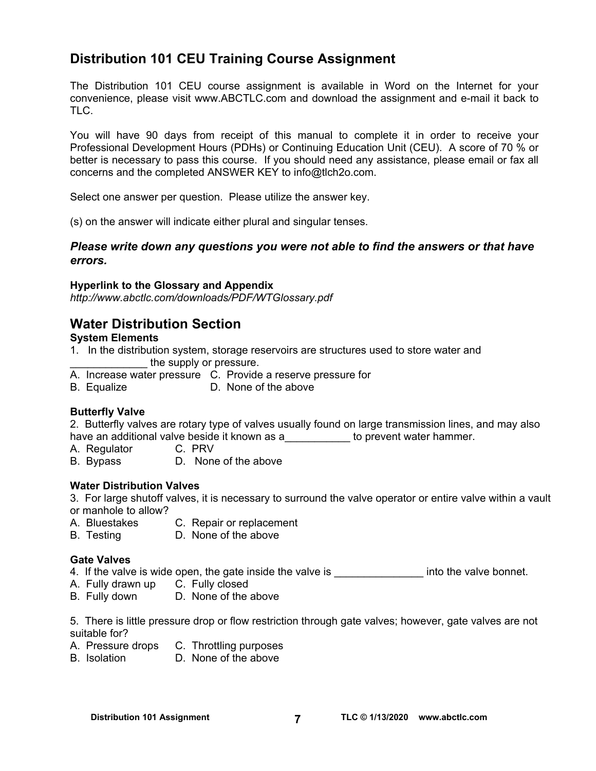## Distribution 101 CEU Training Course Assignment

The Distribution 101 CEU course assignment is available in Word on the Internet for your convenience, please visit www.ABCTLC.com and download the assignment and e-mail it back to TLC.

You will have 90 days from receipt of this manual to complete it in order to receive your Professional Development Hours (PDHs) or Continuing Education Unit (CEU). A score of 70 % or better is necessary to pass this course. If you should need any assistance, please email or fax all concerns and the completed ANSWER KEY to info@tlch2o.com.

Select one answer per question. Please utilize the answer key.

(s) on the answer will indicate either plural and singular tenses.

***Please write down any questions you were not able to find the answers or that have errors.***

**Hyperlink to the Glossary and Appendix**
*http://www.abctlc.com/downloads/PDF/WTGlossary.pdf*

## Water Distribution Section

**System Elements**

1. In the distribution system, storage reservoirs are structures used to store water and _____________ the supply or pressure.

A. Increase water pressure
B. Equalize
C. Provide a reserve pressure for
D. None of the above

**Butterfly Valve**

2. Butterfly valves are rotary type of valves usually found on large transmission lines, and may also have an additional valve beside it known as a___________ to prevent water hammer.

A. Regulator
B. Bypass
C. PRV
D. None of the above

**Water Distribution Valves**

3. For large shutoff valves, it is necessary to surround the valve operator or entire valve within a vault or manhole to allow?

A. Bluestakes
B. Testing
C. Repair or replacement
D. None of the above

**Gate Valves**

4. If the valve is wide open, the gate inside the valve is _______________ into the valve bonnet.

A. Fully drawn up
B. Fully down
C. Fully closed
D. None of the above

5. There is little pressure drop or flow restriction through gate valves; however, gate valves are not suitable for?

A. Pressure drops
B. Isolation
C. Throttling purposes
D. None of the above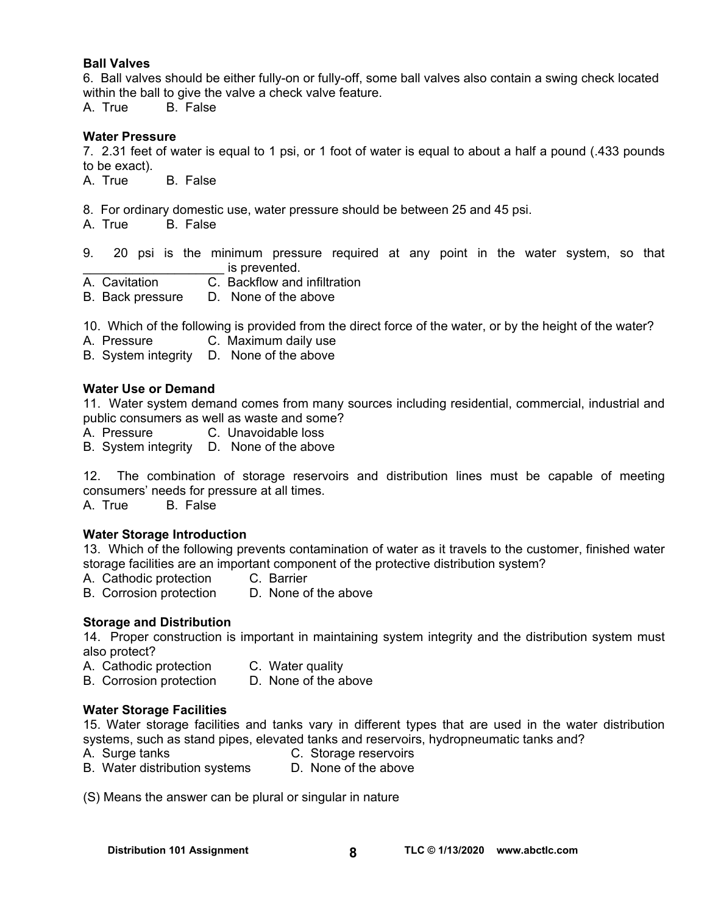**Ball Valves**

6. Ball valves should be either fully-on or fully-off, some ball valves also contain a swing check located within the ball to give the valve a check valve feature.

A. True  B. False

**Water Pressure**

7. 2.31 feet of water is equal to 1 psi, or 1 foot of water is equal to about a half a pound (.433 pounds to be exact).

A. True  B. False

8. For ordinary domestic use, water pressure should be between 25 and 45 psi.

A. True  B. False

9. 20 psi is the minimum pressure required at any point in the water system, so that ____________________ is prevented.

A. Cavitation  C. Backflow and infiltration
B. Back pressure  D. None of the above

10. Which of the following is provided from the direct force of the water, or by the height of the water?

A. Pressure  C. Maximum daily use
B. System integrity  D. None of the above

**Water Use or Demand**

11. Water system demand comes from many sources including residential, commercial, industrial and public consumers as well as waste and some?

A. Pressure  C. Unavoidable loss
B. System integrity  D. None of the above

12. The combination of storage reservoirs and distribution lines must be capable of meeting consumers' needs for pressure at all times.

A. True  B. False

**Water Storage Introduction**

13. Which of the following prevents contamination of water as it travels to the customer, finished water storage facilities are an important component of the protective distribution system?

A. Cathodic protection  C. Barrier
B. Corrosion protection  D. None of the above

**Storage and Distribution**

14. Proper construction is important in maintaining system integrity and the distribution system must also protect?

A. Cathodic protection  C. Water quality
B. Corrosion protection  D. None of the above

**Water Storage Facilities**

15. Water storage facilities and tanks vary in different types that are used in the water distribution systems, such as stand pipes, elevated tanks and reservoirs, hydropneumatic tanks and?

A. Surge tanks  C. Storage reservoirs
B. Water distribution systems  D. None of the above

(S) Means the answer can be plural or singular in nature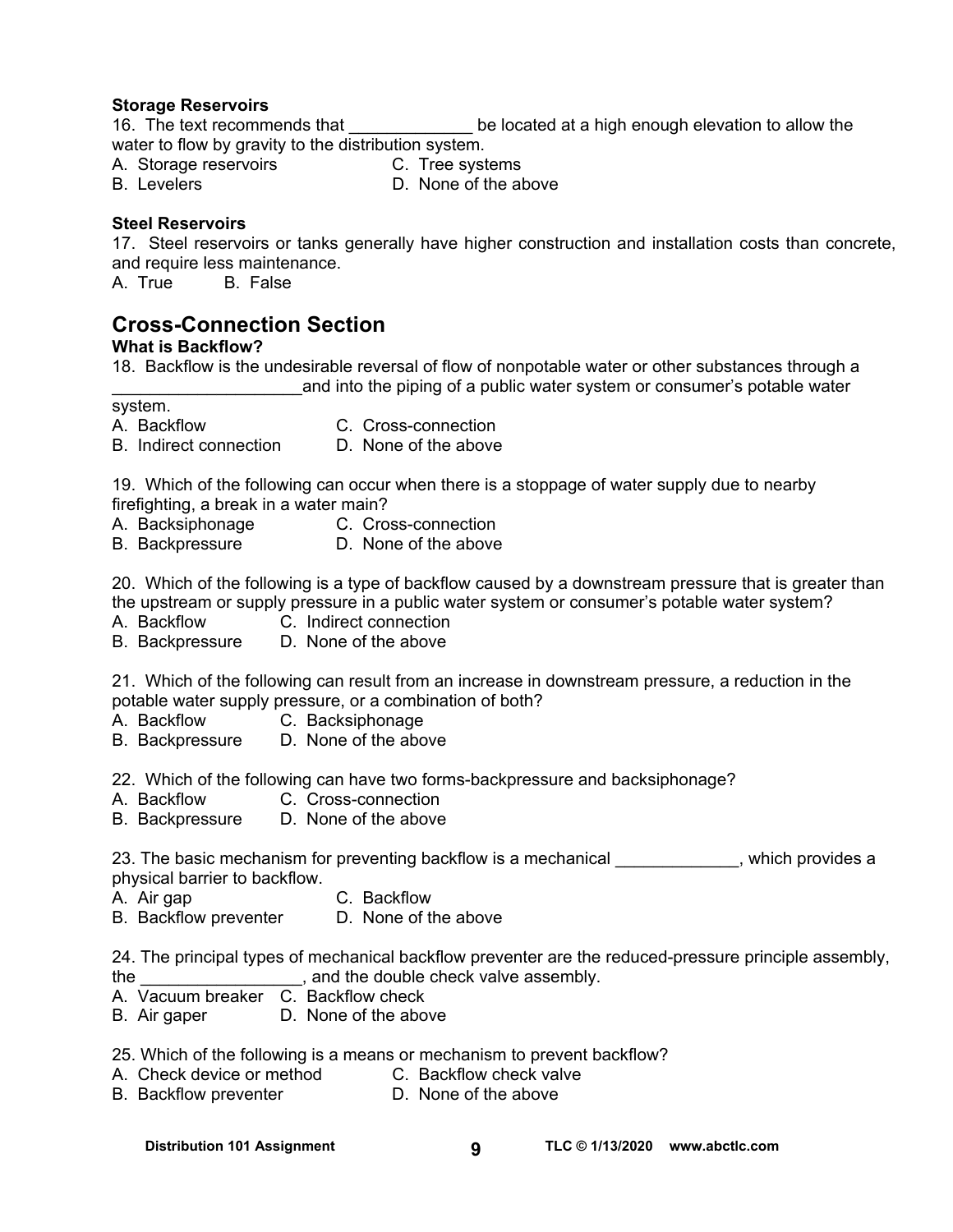**Storage Reservoirs**

16. The text recommends that _____________ be located at a high enough elevation to allow the water to flow by gravity to the distribution system.

A. Storage reservoirs  
B. Levelers  
C. Tree systems  
D. None of the above

**Steel Reservoirs**

17. Steel reservoirs or tanks generally have higher construction and installation costs than concrete, and require less maintenance.

A. True  B. False

## Cross-Connection Section

**What is Backflow?**

18. Backflow is the undesirable reversal of flow of nonpotable water or other substances through a ____________________and into the piping of a public water system or consumer's potable water system.

A. Backflow  
B. Indirect connection  
C. Cross-connection  
D. None of the above

19. Which of the following can occur when there is a stoppage of water supply due to nearby firefighting, a break in a water main?

A. Backsiphonage  
B. Backpressure  
C. Cross-connection  
D. None of the above

20. Which of the following is a type of backflow caused by a downstream pressure that is greater than the upstream or supply pressure in a public water system or consumer's potable water system?

A. Backflow  
B. Backpressure  
C. Indirect connection  
D. None of the above

21. Which of the following can result from an increase in downstream pressure, a reduction in the potable water supply pressure, or a combination of both?

A. Backflow  
B. Backpressure  
C. Backsiphonage  
D. None of the above

22. Which of the following can have two forms-backpressure and backsiphonage?

A. Backflow  
B. Backpressure  
C. Cross-connection  
D. None of the above

23. The basic mechanism for preventing backflow is a mechanical _____________, which provides a physical barrier to backflow.

A. Air gap  
B. Backflow preventer  
C. Backflow  
D. None of the above

24. The principal types of mechanical backflow preventer are the reduced-pressure principle assembly, the _________________, and the double check valve assembly.

A. Vacuum breaker  
B. Air gaper  
C. Backflow check  
D. None of the above

25. Which of the following is a means or mechanism to prevent backflow?

A. Check device or method  
B. Backflow preventer  
C. Backflow check valve  
D. None of the above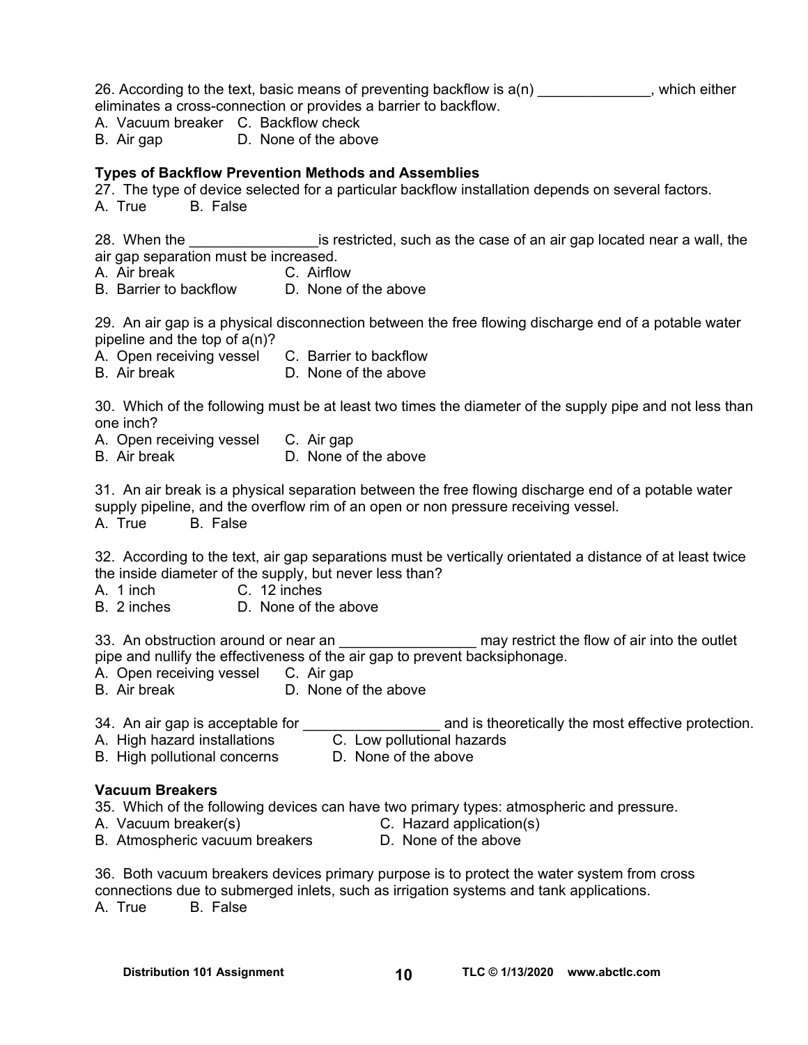26. According to the text, basic means of preventing backflow is a(n) ______________, which either eliminates a cross-connection or provides a barrier to backflow.
A. Vacuum breaker C. Backflow check
B. Air gap D. None of the above

**Types of Backflow Prevention Methods and Assemblies**

27. The type of device selected for a particular backflow installation depends on several factors.
A. True B. False

28. When the ________________is restricted, such as the case of an air gap located near a wall, the air gap separation must be increased.
A. Air break C. Airflow
B. Barrier to backflow D. None of the above

29. An air gap is a physical disconnection between the free flowing discharge end of a potable water pipeline and the top of a(n)?
A. Open receiving vessel C. Barrier to backflow
B. Air break D. None of the above

30. Which of the following must be at least two times the diameter of the supply pipe and not less than one inch?
A. Open receiving vessel C. Air gap
B. Air break D. None of the above

31. An air break is a physical separation between the free flowing discharge end of a potable water supply pipeline, and the overflow rim of an open or non pressure receiving vessel.
A. True B. False

32. According to the text, air gap separations must be vertically orientated a distance of at least twice the inside diameter of the supply, but never less than?
A. 1 inch C. 12 inches
B. 2 inches D. None of the above

33. An obstruction around or near an _________________ may restrict the flow of air into the outlet pipe and nullify the effectiveness of the air gap to prevent backsiphonage.
A. Open receiving vessel C. Air gap
B. Air break D. None of the above

34. An air gap is acceptable for _________________ and is theoretically the most effective protection.
A. High hazard installations C. Low pollutional hazards
B. High pollutional concerns D. None of the above

**Vacuum Breakers**

35. Which of the following devices can have two primary types: atmospheric and pressure.
A. Vacuum breaker(s) C. Hazard application(s)
B. Atmospheric vacuum breakers D. None of the above

36. Both vacuum breakers devices primary purpose is to protect the water system from cross connections due to submerged inlets, such as irrigation systems and tank applications.
A. True B. False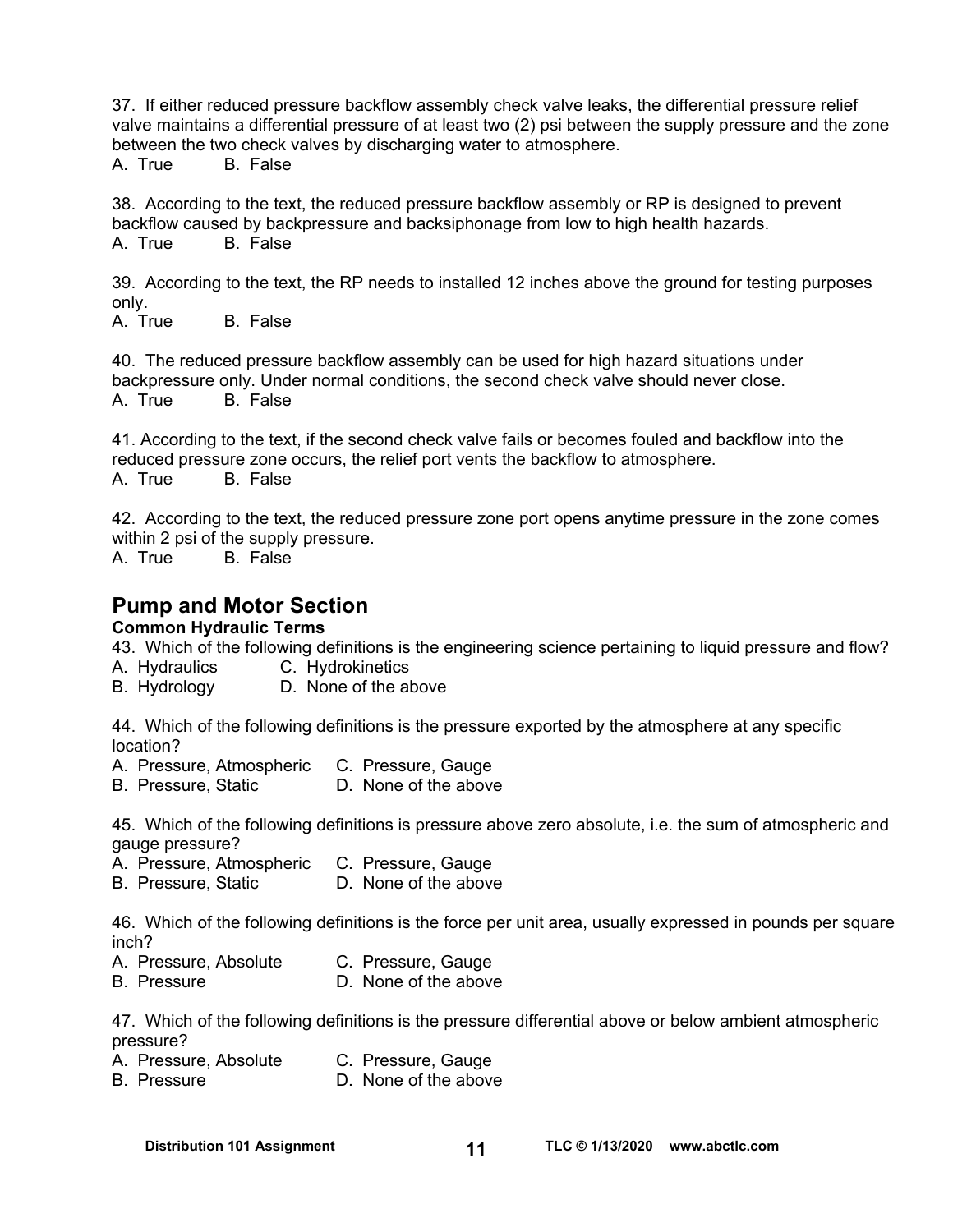37. If either reduced pressure backflow assembly check valve leaks, the differential pressure relief valve maintains a differential pressure of at least two (2) psi between the supply pressure and the zone between the two check valves by discharging water to atmosphere.
A. True B. False

38. According to the text, the reduced pressure backflow assembly or RP is designed to prevent backflow caused by backpressure and backsiphonage from low to high health hazards.
A. True B. False

39. According to the text, the RP needs to installed 12 inches above the ground for testing purposes only.
A. True B. False

40. The reduced pressure backflow assembly can be used for high hazard situations under backpressure only. Under normal conditions, the second check valve should never close.
A. True B. False

41. According to the text, if the second check valve fails or becomes fouled and backflow into the reduced pressure zone occurs, the relief port vents the backflow to atmosphere.
A. True B. False

42. According to the text, the reduced pressure zone port opens anytime pressure in the zone comes within 2 psi of the supply pressure.
A. True B. False

## Pump and Motor Section

### Common Hydraulic Terms

43. Which of the following definitions is the engineering science pertaining to liquid pressure and flow?
A. Hydraulics C. Hydrokinetics
B. Hydrology D. None of the above

44. Which of the following definitions is the pressure exported by the atmosphere at any specific location?
A. Pressure, Atmospheric C. Pressure, Gauge
B. Pressure, Static D. None of the above

45. Which of the following definitions is pressure above zero absolute, i.e. the sum of atmospheric and gauge pressure?
A. Pressure, Atmospheric C. Pressure, Gauge
B. Pressure, Static D. None of the above

46. Which of the following definitions is the force per unit area, usually expressed in pounds per square inch?
A. Pressure, Absolute C. Pressure, Gauge
B. Pressure D. None of the above

47. Which of the following definitions is the pressure differential above or below ambient atmospheric pressure?
A. Pressure, Absolute C. Pressure, Gauge
B. Pressure D. None of the above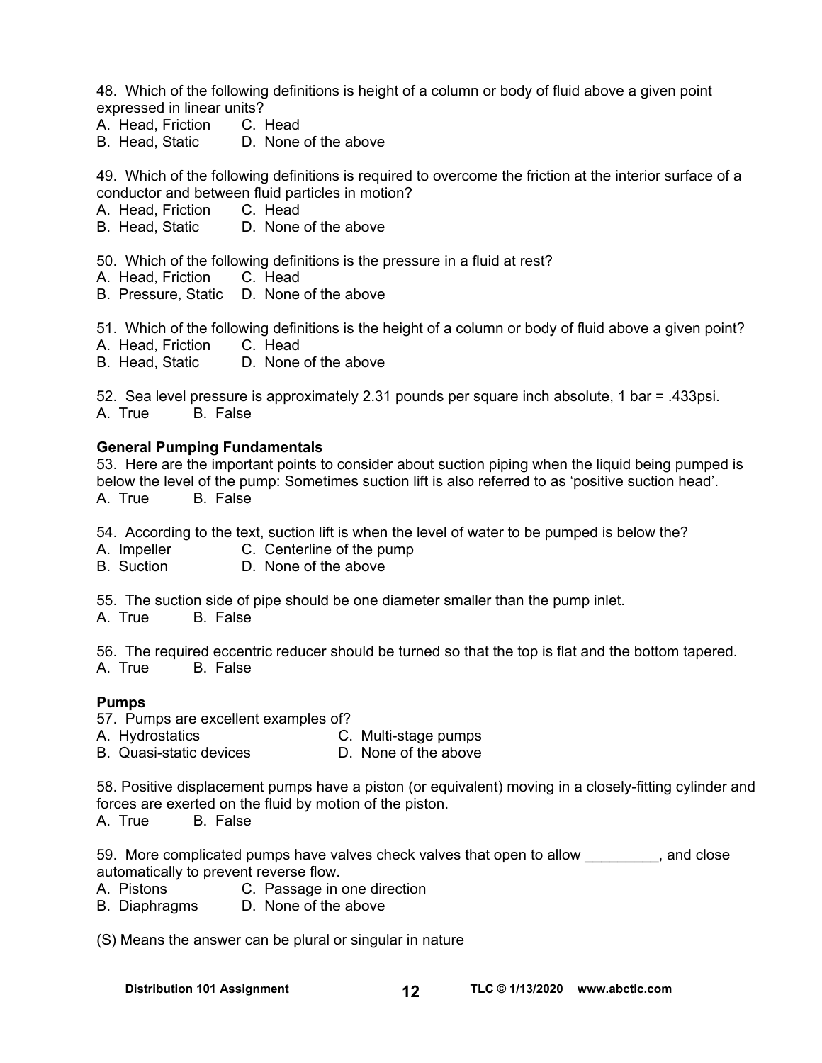48. Which of the following definitions is height of a column or body of fluid above a given point expressed in linear units?

A. Head, Friction  C. Head
B. Head, Static  D. None of the above

49. Which of the following definitions is required to overcome the friction at the interior surface of a conductor and between fluid particles in motion?

A. Head, Friction  C. Head
B. Head, Static  D. None of the above

50. Which of the following definitions is the pressure in a fluid at rest?

A. Head, Friction  C. Head
B. Pressure, Static  D. None of the above

51. Which of the following definitions is the height of a column or body of fluid above a given point?

A. Head, Friction  C. Head
B. Head, Static  D. None of the above

52. Sea level pressure is approximately 2.31 pounds per square inch absolute, 1 bar = .433psi.

A. True  B. False

**General Pumping Fundamentals**

53. Here are the important points to consider about suction piping when the liquid being pumped is below the level of the pump: Sometimes suction lift is also referred to as 'positive suction head'.

A. True  B. False

54. According to the text, suction lift is when the level of water to be pumped is below the?

A. Impeller  C. Centerline of the pump
B. Suction  D. None of the above

55. The suction side of pipe should be one diameter smaller than the pump inlet.

A. True  B. False

56. The required eccentric reducer should be turned so that the top is flat and the bottom tapered.

A. True  B. False

**Pumps**

57. Pumps are excellent examples of?

A. Hydrostatics  C. Multi-stage pumps
B. Quasi-static devices  D. None of the above

58. Positive displacement pumps have a piston (or equivalent) moving in a closely-fitting cylinder and forces are exerted on the fluid by motion of the piston.

A. True  B. False

59. More complicated pumps have valves check valves that open to allow _________, and close automatically to prevent reverse flow.

A. Pistons  C. Passage in one direction
B. Diaphragms  D. None of the above

(S) Means the answer can be plural or singular in nature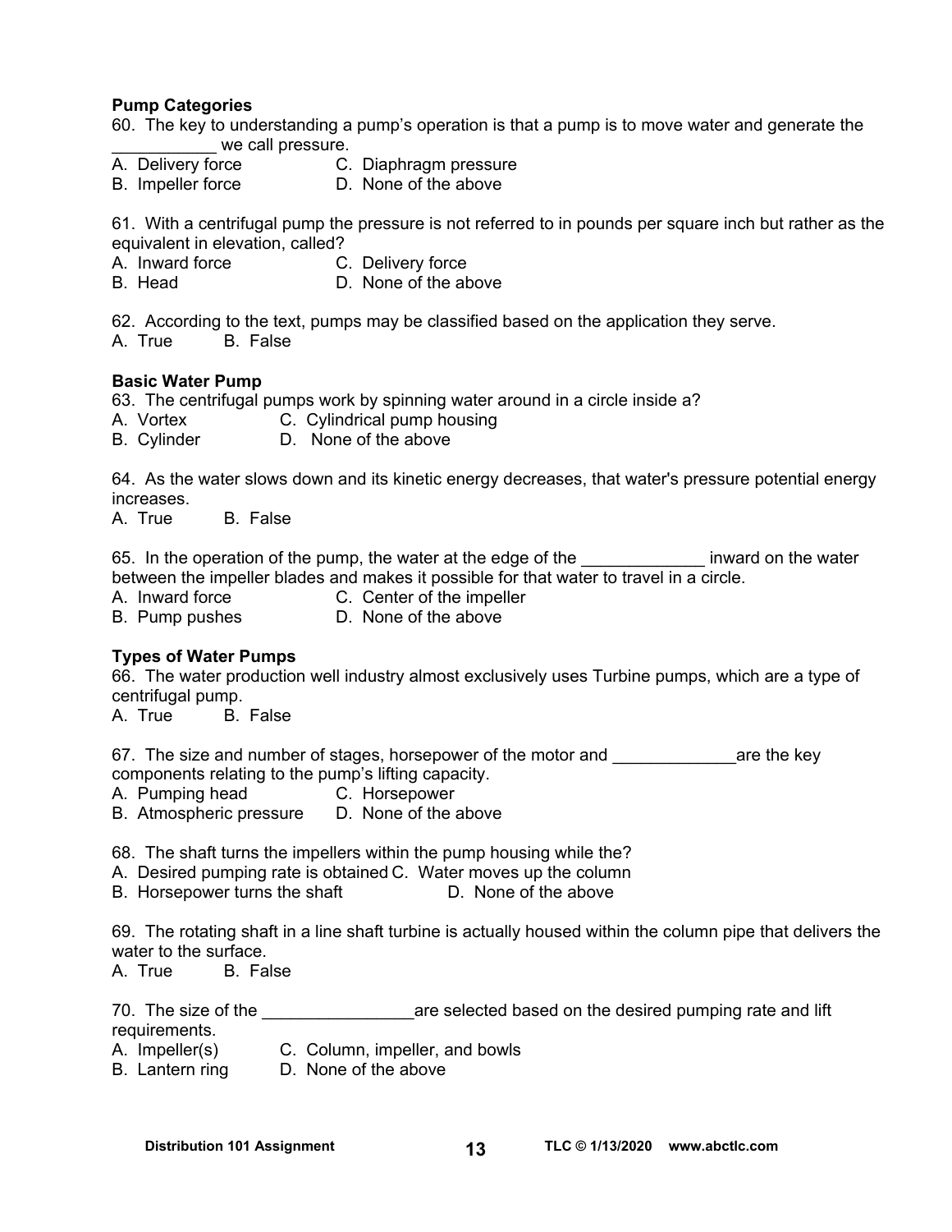**Pump Categories**

60. The key to understanding a pump's operation is that a pump is to move water and generate the ___________ we call pressure.
A. Delivery force C. Diaphragm pressure
B. Impeller force D. None of the above

61. With a centrifugal pump the pressure is not referred to in pounds per square inch but rather as the equivalent in elevation, called?
A. Inward force C. Delivery force
B. Head D. None of the above

62. According to the text, pumps may be classified based on the application they serve.
A. True B. False

**Basic Water Pump**

63. The centrifugal pumps work by spinning water around in a circle inside a?
A. Vortex C. Cylindrical pump housing
B. Cylinder D. None of the above

64. As the water slows down and its kinetic energy decreases, that water's pressure potential energy increases.
A. True B. False

65. In the operation of the pump, the water at the edge of the _____________ inward on the water between the impeller blades and makes it possible for that water to travel in a circle.
A. Inward force C. Center of the impeller
B. Pump pushes D. None of the above

**Types of Water Pumps**

66. The water production well industry almost exclusively uses Turbine pumps, which are a type of centrifugal pump.
A. True B. False

67. The size and number of stages, horsepower of the motor and _____________are the key components relating to the pump's lifting capacity.
A. Pumping head C. Horsepower
B. Atmospheric pressure D. None of the above

68. The shaft turns the impellers within the pump housing while the?
A. Desired pumping rate is obtained C. Water moves up the column
B. Horsepower turns the shaft D. None of the above

69. The rotating shaft in a line shaft turbine is actually housed within the column pipe that delivers the water to the surface.
A. True B. False

70. The size of the ________________are selected based on the desired pumping rate and lift requirements.
A. Impeller(s) C. Column, impeller, and bowls
B. Lantern ring D. None of the above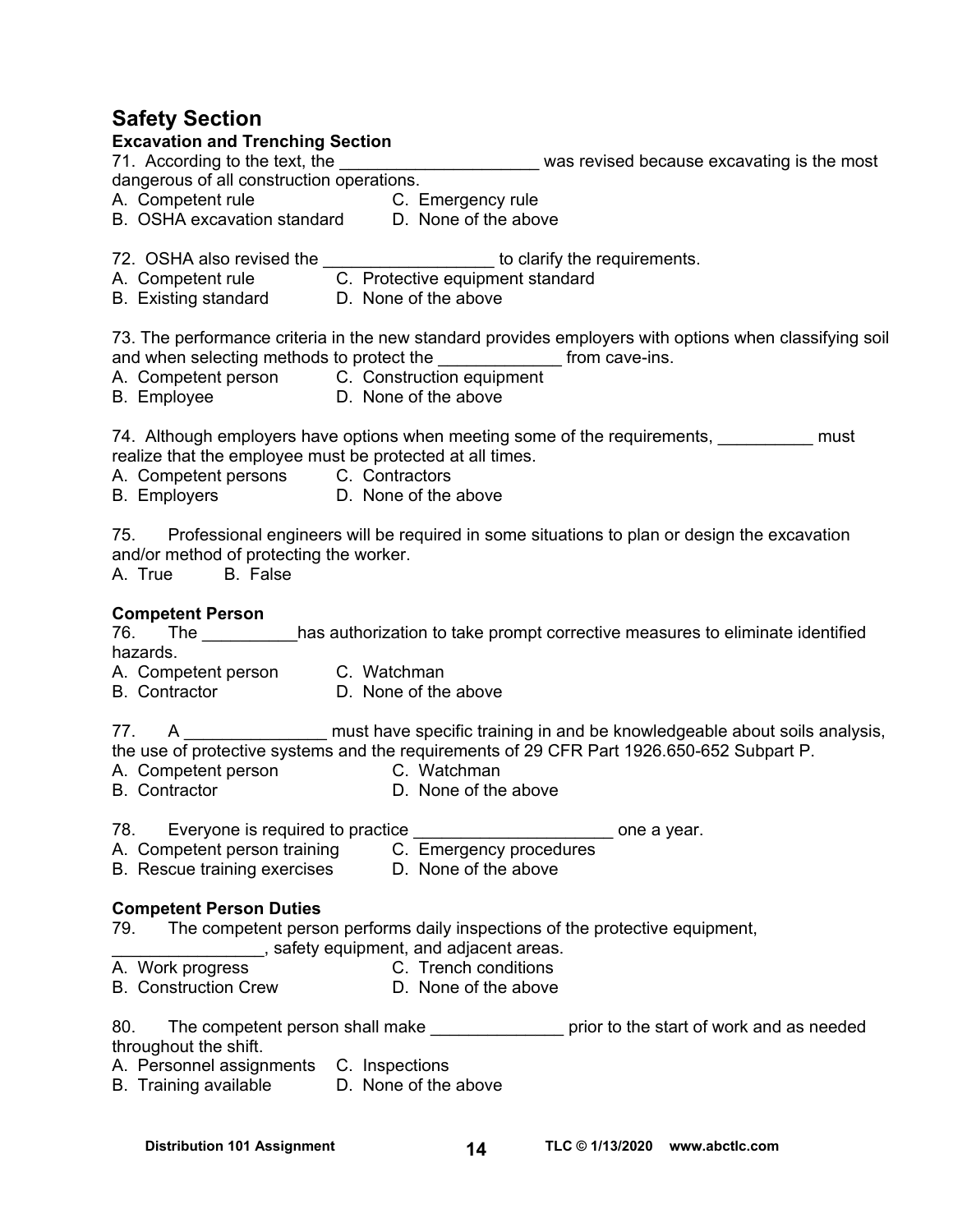## Safety Section

### Excavation and Trenching Section

71. According to the text, the _____________________ was revised because excavating is the most dangerous of all construction operations.

A. Competent rule  
B. OSHA excavation standard  
C. Emergency rule  
D. None of the above

72. OSHA also revised the __________________ to clarify the requirements.

A. Competent rule  
B. Existing standard  
C. Protective equipment standard  
D. None of the above

73. The performance criteria in the new standard provides employers with options when classifying soil and when selecting methods to protect the _____________ from cave-ins.

A. Competent person  
B. Employee  
C. Construction equipment  
D. None of the above

74. Although employers have options when meeting some of the requirements, __________ must realize that the employee must be protected at all times.

A. Competent persons  
B. Employers  
C. Contractors  
D. None of the above

75. Professional engineers will be required in some situations to plan or design the excavation and/or method of protecting the worker.

A. True  
B. False

### Competent Person

76. The __________has authorization to take prompt corrective measures to eliminate identified hazards.

A. Competent person  
B. Contractor  
C. Watchman  
D. None of the above

77. A _______________ must have specific training in and be knowledgeable about soils analysis, the use of protective systems and the requirements of 29 CFR Part 1926.650-652 Subpart P.

A. Competent person  
B. Contractor  
C. Watchman  
D. None of the above

78. Everyone is required to practice _____________________ one a year.

A. Competent person training  
B. Rescue training exercises  
C. Emergency procedures  
D. None of the above

### Competent Person Duties

79. The competent person performs daily inspections of the protective equipment, ________________, safety equipment, and adjacent areas.

A. Work progress  
B. Construction Crew  
C. Trench conditions  
D. None of the above

80. The competent person shall make ______________ prior to the start of work and as needed throughout the shift.

A. Personnel assignments  
B. Training available  
C. Inspections  
D. None of the above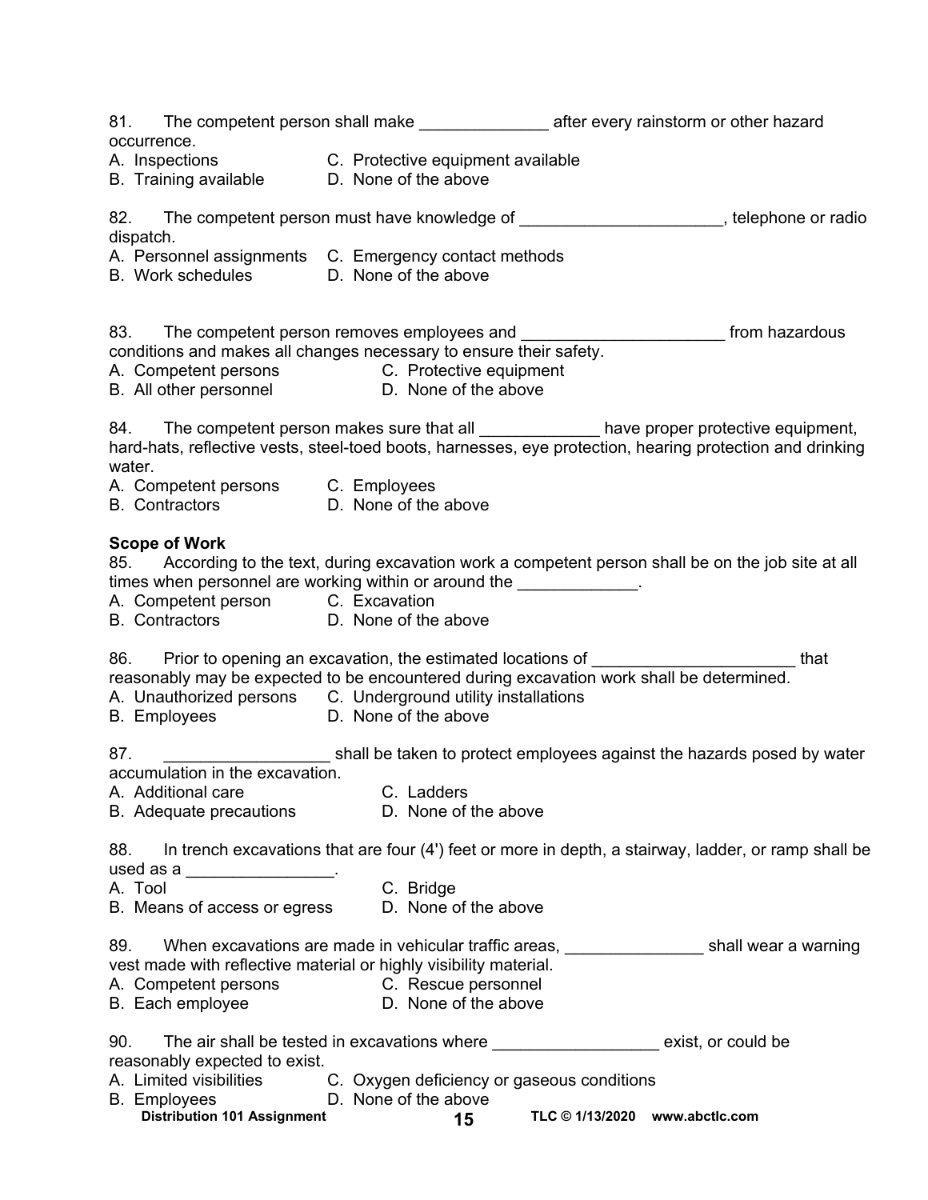81. The competent person shall make ______________ after every rainstorm or other hazard occurrence.
A. Inspections
B. Training available
C. Protective equipment available
D. None of the above

82. The competent person must have knowledge of ______________________, telephone or radio dispatch.
A. Personnel assignments
B. Work schedules
C. Emergency contact methods
D. None of the above

83. The competent person removes employees and ______________________ from hazardous conditions and makes all changes necessary to ensure their safety.
A. Competent persons
B. All other personnel
C. Protective equipment
D. None of the above

84. The competent person makes sure that all _____________ have proper protective equipment, hard-hats, reflective vests, steel-toed boots, harnesses, eye protection, hearing protection and drinking water.
A. Competent persons
B. Contractors
C. Employees
D. None of the above

**Scope of Work**

85. According to the text, during excavation work a competent person shall be on the job site at all times when personnel are working within or around the _____________.
A. Competent person
B. Contractors
C. Excavation
D. None of the above

86. Prior to opening an excavation, the estimated locations of ______________________ that reasonably may be expected to be encountered during excavation work shall be determined.
A. Unauthorized persons
B. Employees
C. Underground utility installations
D. None of the above

87. __________________ shall be taken to protect employees against the hazards posed by water accumulation in the excavation.
A. Additional care
B. Adequate precautions
C. Ladders
D. None of the above

88. In trench excavations that are four (4') feet or more in depth, a stairway, ladder, or ramp shall be used as a ________________.
A. Tool
B. Means of access or egress
C. Bridge
D. None of the above

89. When excavations are made in vehicular traffic areas, _______________ shall wear a warning vest made with reflective material or highly visibility material.
A. Competent persons
B. Each employee
C. Rescue personnel
D. None of the above

90. The air shall be tested in excavations where __________________ exist, or could be reasonably expected to exist.
A. Limited visibilities
B. Employees
C. Oxygen deficiency or gaseous conditions
D. None of the above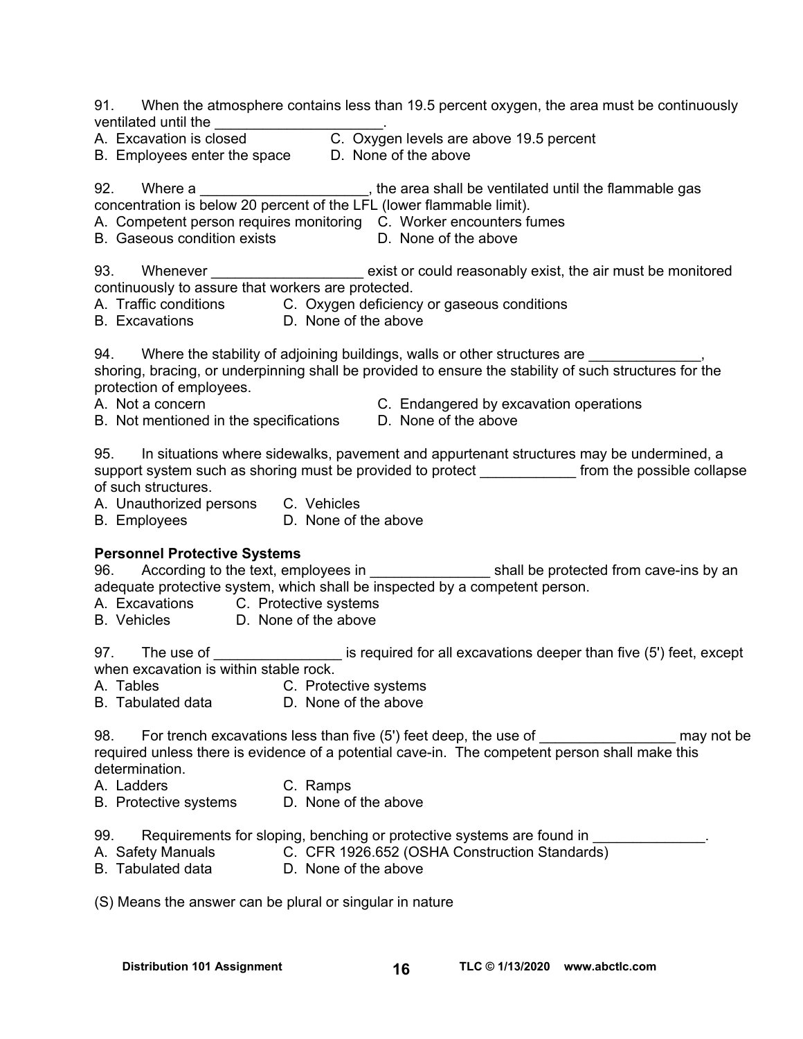91. When the atmosphere contains less than 19.5 percent oxygen, the area must be continuously ventilated until the _____________________.
A. Excavation is closed
B. Employees enter the space
C. Oxygen levels are above 19.5 percent
D. None of the above

92. Where a _____________________, the area shall be ventilated until the flammable gas concentration is below 20 percent of the LFL (lower flammable limit).
A. Competent person requires monitoring
B. Gaseous condition exists
C. Worker encounters fumes
D. None of the above

93. Whenever ___________________ exist or could reasonably exist, the air must be monitored continuously to assure that workers are protected.
A. Traffic conditions
B. Excavations
C. Oxygen deficiency or gaseous conditions
D. None of the above

94. Where the stability of adjoining buildings, walls or other structures are ______________, shoring, bracing, or underpinning shall be provided to ensure the stability of such structures for the protection of employees.
A. Not a concern
B. Not mentioned in the specifications
C. Endangered by excavation operations
D. None of the above

95. In situations where sidewalks, pavement and appurtenant structures may be undermined, a support system such as shoring must be provided to protect ____________ from the possible collapse of such structures.
A. Unauthorized persons
B. Employees
C. Vehicles
D. None of the above

**Personnel Protective Systems**

96. According to the text, employees in _______________ shall be protected from cave-ins by an adequate protective system, which shall be inspected by a competent person.
A. Excavations
B. Vehicles
C. Protective systems
D. None of the above

97. The use of ________________ is required for all excavations deeper than five (5') feet, except when excavation is within stable rock.
A. Tables
B. Tabulated data
C. Protective systems
D. None of the above

98. For trench excavations less than five (5') feet deep, the use of _________________ may not be required unless there is evidence of a potential cave-in. The competent person shall make this determination.
A. Ladders
B. Protective systems
C. Ramps
D. None of the above

99. Requirements for sloping, benching or protective systems are found in ______________.
A. Safety Manuals
B. Tabulated data
C. CFR 1926.652 (OSHA Construction Standards)
D. None of the above

(S) Means the answer can be plural or singular in nature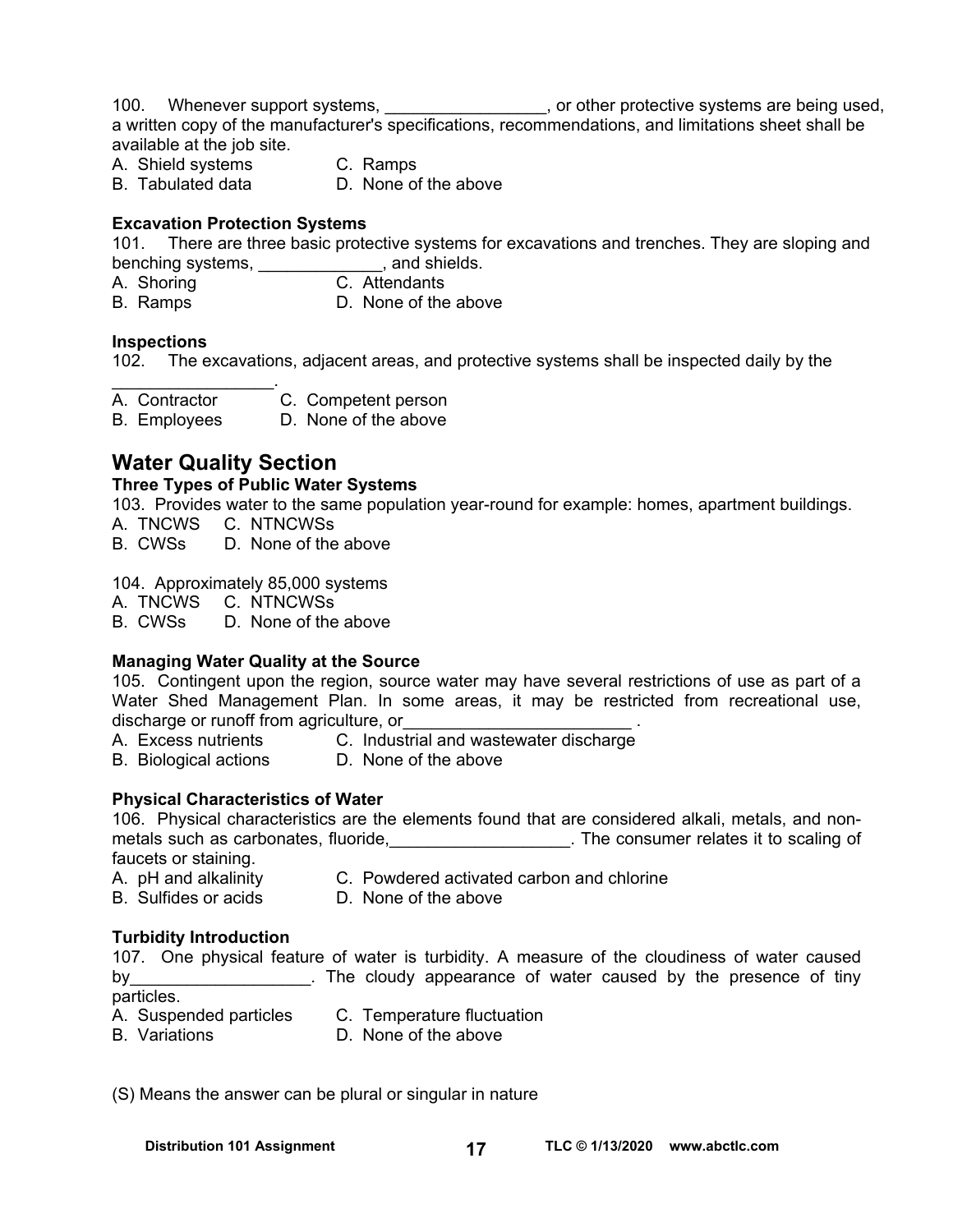100. Whenever support systems, _________________, or other protective systems are being used, a written copy of the manufacturer's specifications, recommendations, and limitations sheet shall be available at the job site.

A. Shield systems  C. Ramps
B. Tabulated data  D. None of the above

**Excavation Protection Systems**

101. There are three basic protective systems for excavations and trenches. They are sloping and benching systems, _____________, and shields.

A. Shoring  C. Attendants
B. Ramps  D. None of the above

**Inspections**

102. The excavations, adjacent areas, and protective systems shall be inspected daily by the _________________.

A. Contractor  C. Competent person
B. Employees  D. None of the above

## Water Quality Section

**Three Types of Public Water Systems**

103. Provides water to the same population year-round for example: homes, apartment buildings.

A. TNCWS  C. NTNCWSs
B. CWSs  D. None of the above

104. Approximately 85,000 systems

A. TNCWS  C. NTNCWSs
B. CWSs  D. None of the above

**Managing Water Quality at the Source**

105. Contingent upon the region, source water may have several restrictions of use as part of a Water Shed Management Plan. In some areas, it may be restricted from recreational use, discharge or runoff from agriculture, or________________________ .

A. Excess nutrients  C. Industrial and wastewater discharge
B. Biological actions  D. None of the above

**Physical Characteristics of Water**

106. Physical characteristics are the elements found that are considered alkali, metals, and non-metals such as carbonates, fluoride,___________________. The consumer relates it to scaling of faucets or staining.

A. pH and alkalinity  C. Powdered activated carbon and chlorine
B. Sulfides or acids  D. None of the above

**Turbidity Introduction**

107. One physical feature of water is turbidity. A measure of the cloudiness of water caused by___________________. The cloudy appearance of water caused by the presence of tiny particles.

A. Suspended particles  C. Temperature fluctuation
B. Variations  D. None of the above

(S) Means the answer can be plural or singular in nature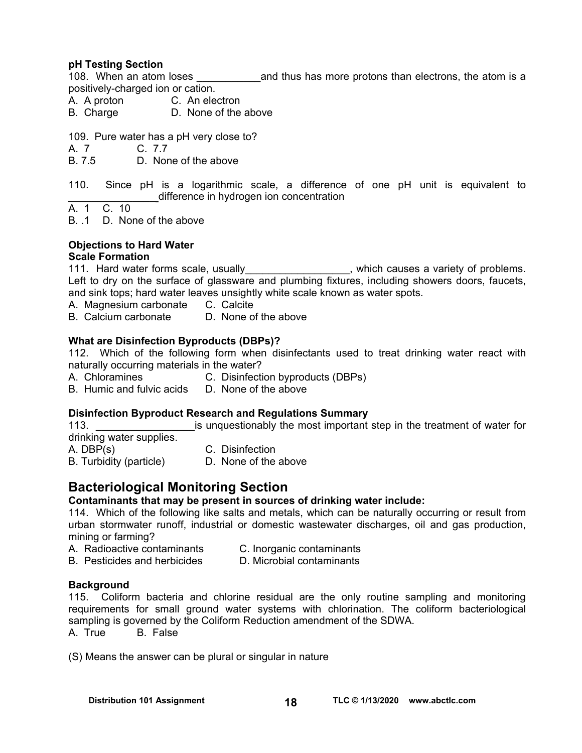**pH Testing Section**

108. When an atom loses ___________and thus has more protons than electrons, the atom is a positively-charged ion or cation.

A. A proton  C. An electron
B. Charge  D. None of the above

109. Pure water has a pH very close to?

A. 7  C. 7.7
B. 7.5  D. None of the above

110. Since pH is a logarithmic scale, a difference of one pH unit is equivalent to _______________difference in hydrogen ion concentration

A. 1  C. 10
B. .1  D. None of the above

**Objections to Hard Water**

**Scale Formation**

111. Hard water forms scale, usually__________________, which causes a variety of problems. Left to dry on the surface of glassware and plumbing fixtures, including showers doors, faucets, and sink tops; hard water leaves unsightly white scale known as water spots.

A. Magnesium carbonate  C. Calcite
B. Calcium carbonate  D. None of the above

**What are Disinfection Byproducts (DBPs)?**

112. Which of the following form when disinfectants used to treat drinking water react with naturally occurring materials in the water?

A. Chloramines  C. Disinfection byproducts (DBPs)
B. Humic and fulvic acids  D. None of the above

**Disinfection Byproduct Research and Regulations Summary**

113. _________________is unquestionably the most important step in the treatment of water for drinking water supplies.

A. DBP(s)  C. Disinfection
B. Turbidity (particle)  D. None of the above

## Bacteriological Monitoring Section

**Contaminants that may be present in sources of drinking water include:**

114. Which of the following like salts and metals, which can be naturally occurring or result from urban stormwater runoff, industrial or domestic wastewater discharges, oil and gas production, mining or farming?

A. Radioactive contaminants  C. Inorganic contaminants
B. Pesticides and herbicides  D. Microbial contaminants

**Background**

115. Coliform bacteria and chlorine residual are the only routine sampling and monitoring requirements for small ground water systems with chlorination. The coliform bacteriological sampling is governed by the Coliform Reduction amendment of the SDWA.

A. True  B. False

(S) Means the answer can be plural or singular in nature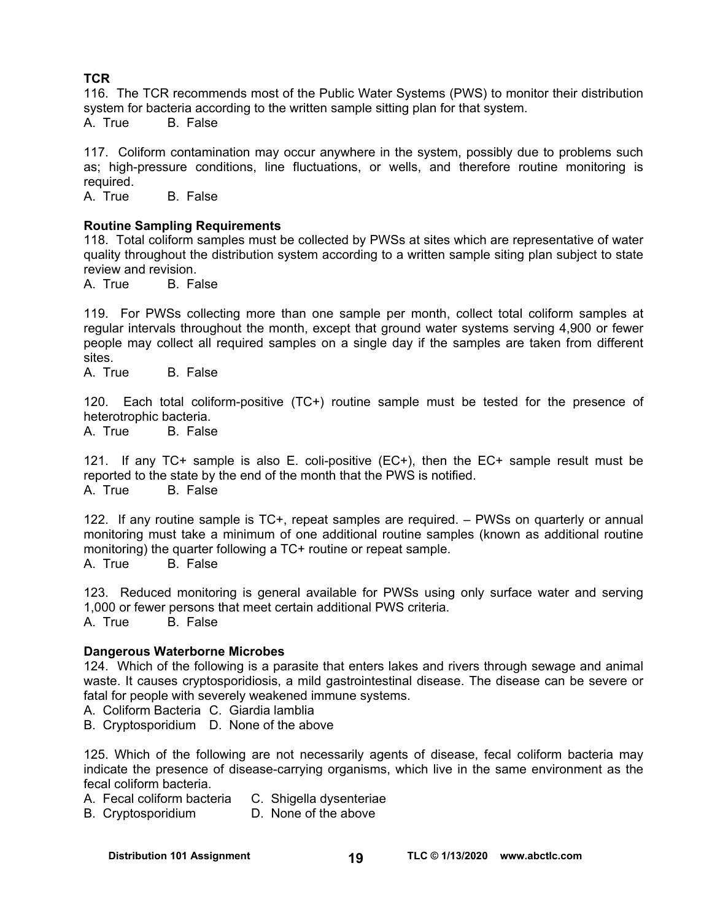**TCR**

116. The TCR recommends most of the Public Water Systems (PWS) to monitor their distribution system for bacteria according to the written sample sitting plan for that system.

A. True B. False

117. Coliform contamination may occur anywhere in the system, possibly due to problems such as; high-pressure conditions, line fluctuations, or wells, and therefore routine monitoring is required.

A. True B. False

**Routine Sampling Requirements**

118. Total coliform samples must be collected by PWSs at sites which are representative of water quality throughout the distribution system according to a written sample siting plan subject to state review and revision.

A. True B. False

119. For PWSs collecting more than one sample per month, collect total coliform samples at regular intervals throughout the month, except that ground water systems serving 4,900 or fewer people may collect all required samples on a single day if the samples are taken from different sites.

A. True B. False

120. Each total coliform-positive (TC+) routine sample must be tested for the presence of heterotrophic bacteria.

A. True B. False

121. If any TC+ sample is also E. coli-positive (EC+), then the EC+ sample result must be reported to the state by the end of the month that the PWS is notified.

A. True B. False

122. If any routine sample is TC+, repeat samples are required. – PWSs on quarterly or annual monitoring must take a minimum of one additional routine samples (known as additional routine monitoring) the quarter following a TC+ routine or repeat sample.

A. True B. False

123. Reduced monitoring is general available for PWSs using only surface water and serving 1,000 or fewer persons that meet certain additional PWS criteria.

A. True B. False

**Dangerous Waterborne Microbes**

124. Which of the following is a parasite that enters lakes and rivers through sewage and animal waste. It causes cryptosporidiosis, a mild gastrointestinal disease. The disease can be severe or fatal for people with severely weakened immune systems.

A. Coliform Bacteria C. Giardia lamblia

B. Cryptosporidium D. None of the above

125. Which of the following are not necessarily agents of disease, fecal coliform bacteria may indicate the presence of disease-carrying organisms, which live in the same environment as the fecal coliform bacteria.

A. Fecal coliform bacteria C. Shigella dysenteriae

B. Cryptosporidium D. None of the above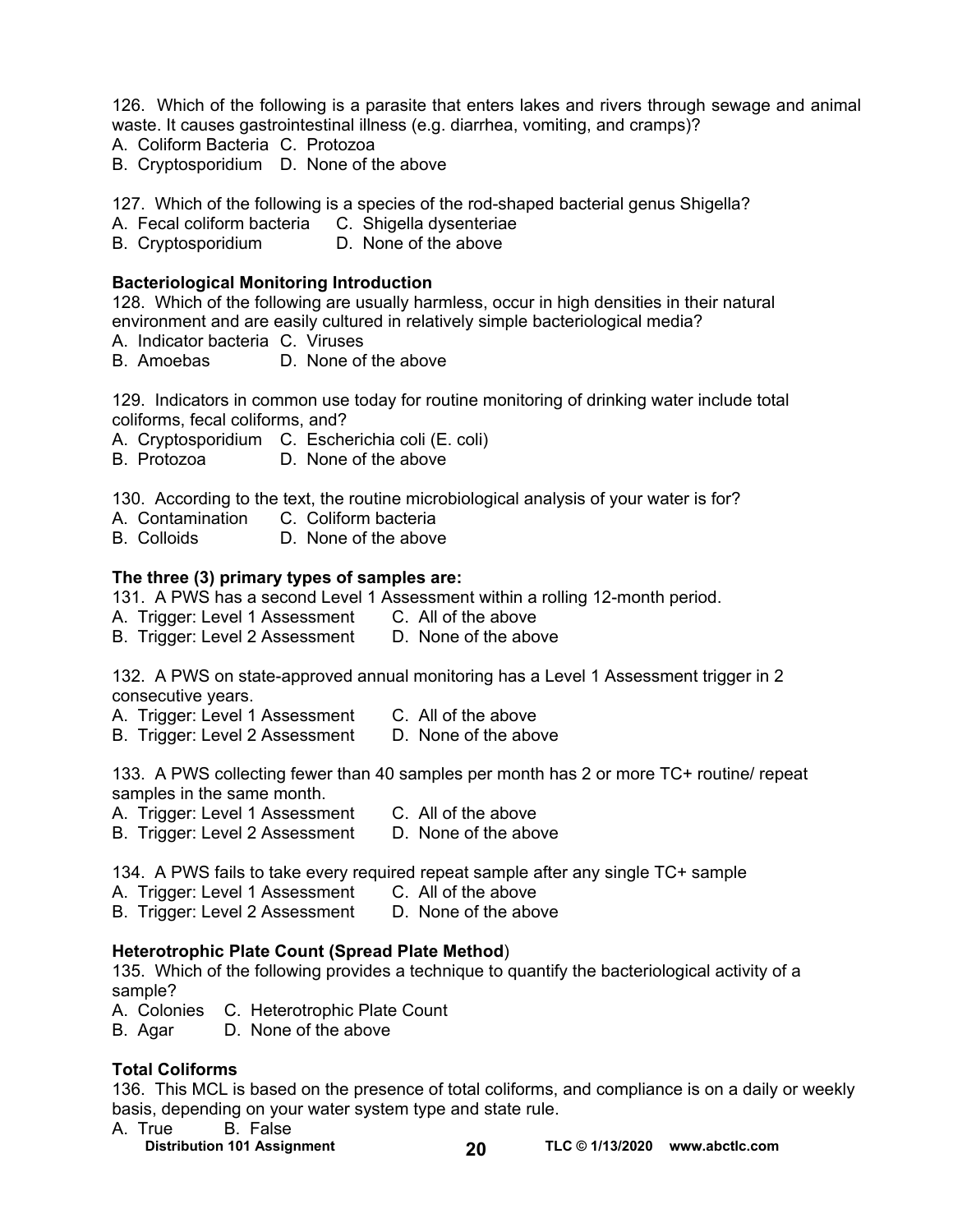126. Which of the following is a parasite that enters lakes and rivers through sewage and animal waste. It causes gastrointestinal illness (e.g. diarrhea, vomiting, and cramps)?
A. Coliform Bacteria C. Protozoa
B. Cryptosporidium D. None of the above

127. Which of the following is a species of the rod-shaped bacterial genus Shigella?
A. Fecal coliform bacteria C. Shigella dysenteriae
B. Cryptosporidium D. None of the above

**Bacteriological Monitoring Introduction**

128. Which of the following are usually harmless, occur in high densities in their natural environment and are easily cultured in relatively simple bacteriological media?
A. Indicator bacteria C. Viruses
B. Amoebas D. None of the above

129. Indicators in common use today for routine monitoring of drinking water include total coliforms, fecal coliforms, and?
A. Cryptosporidium C. Escherichia coli (E. coli)
B. Protozoa D. None of the above

130. According to the text, the routine microbiological analysis of your water is for?
A. Contamination C. Coliform bacteria
B. Colloids D. None of the above

**The three (3) primary types of samples are:**

131. A PWS has a second Level 1 Assessment within a rolling 12-month period.
A. Trigger: Level 1 Assessment C. All of the above
B. Trigger: Level 2 Assessment D. None of the above

132. A PWS on state-approved annual monitoring has a Level 1 Assessment trigger in 2 consecutive years.
A. Trigger: Level 1 Assessment C. All of the above
B. Trigger: Level 2 Assessment D. None of the above

133. A PWS collecting fewer than 40 samples per month has 2 or more TC+ routine/ repeat samples in the same month.
A. Trigger: Level 1 Assessment C. All of the above
B. Trigger: Level 2 Assessment D. None of the above

134. A PWS fails to take every required repeat sample after any single TC+ sample
A. Trigger: Level 1 Assessment C. All of the above
B. Trigger: Level 2 Assessment D. None of the above

**Heterotrophic Plate Count (Spread Plate Method)**

135. Which of the following provides a technique to quantify the bacteriological activity of a sample?
A. Colonies C. Heterotrophic Plate Count
B. Agar D. None of the above

**Total Coliforms**

136. This MCL is based on the presence of total coliforms, and compliance is on a daily or weekly basis, depending on your water system type and state rule.
A. True B. False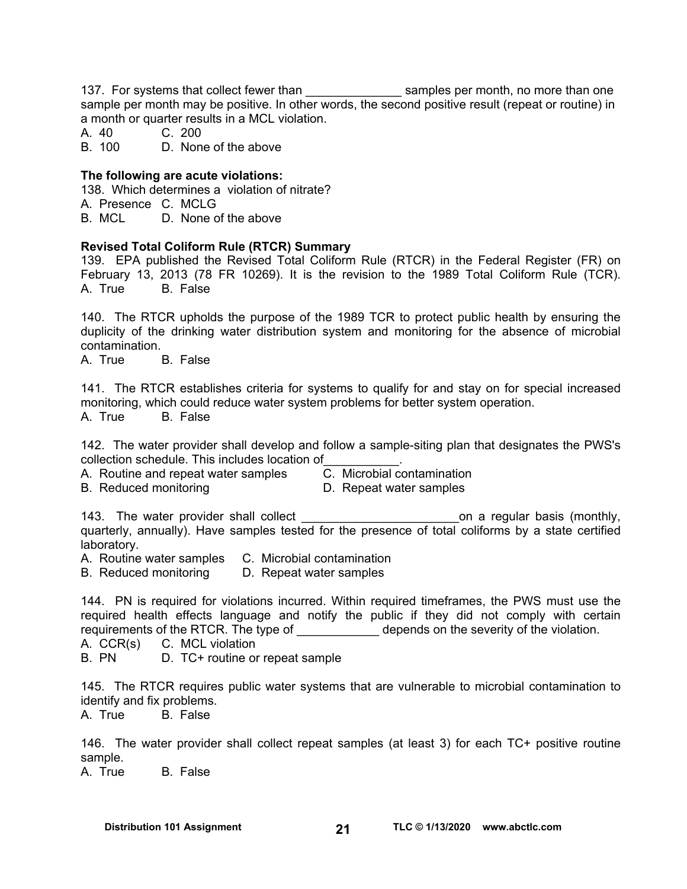137. For systems that collect fewer than ______________ samples per month, no more than one sample per month may be positive. In other words, the second positive result (repeat or routine) in a month or quarter results in a MCL violation.

A. 40 C. 200
B. 100 D. None of the above

**The following are acute violations:**

138. Which determines a violation of nitrate?

A. Presence C. MCLG
B. MCL D. None of the above

**Revised Total Coliform Rule (RTCR) Summary**

139. EPA published the Revised Total Coliform Rule (RTCR) in the Federal Register (FR) on February 13, 2013 (78 FR 10269). It is the revision to the 1989 Total Coliform Rule (TCR).

A. True B. False

140. The RTCR upholds the purpose of the 1989 TCR to protect public health by ensuring the duplicity of the drinking water distribution system and monitoring for the absence of microbial contamination.

A. True B. False

141. The RTCR establishes criteria for systems to qualify for and stay on for special increased monitoring, which could reduce water system problems for better system operation.

A. True B. False

142. The water provider shall develop and follow a sample-siting plan that designates the PWS's collection schedule. This includes location of___________.

A. Routine and repeat water samples C. Microbial contamination
B. Reduced monitoring D. Repeat water samples

143. The water provider shall collect _______________________on a regular basis (monthly, quarterly, annually). Have samples tested for the presence of total coliforms by a state certified laboratory.

A. Routine water samples C. Microbial contamination
B. Reduced monitoring D. Repeat water samples

144. PN is required for violations incurred. Within required timeframes, the PWS must use the required health effects language and notify the public if they did not comply with certain requirements of the RTCR. The type of ____________ depends on the severity of the violation.

A. CCR(s) C. MCL violation
B. PN D. TC+ routine or repeat sample

145. The RTCR requires public water systems that are vulnerable to microbial contamination to identify and fix problems.

A. True B. False

146. The water provider shall collect repeat samples (at least 3) for each TC+ positive routine sample.

A. True B. False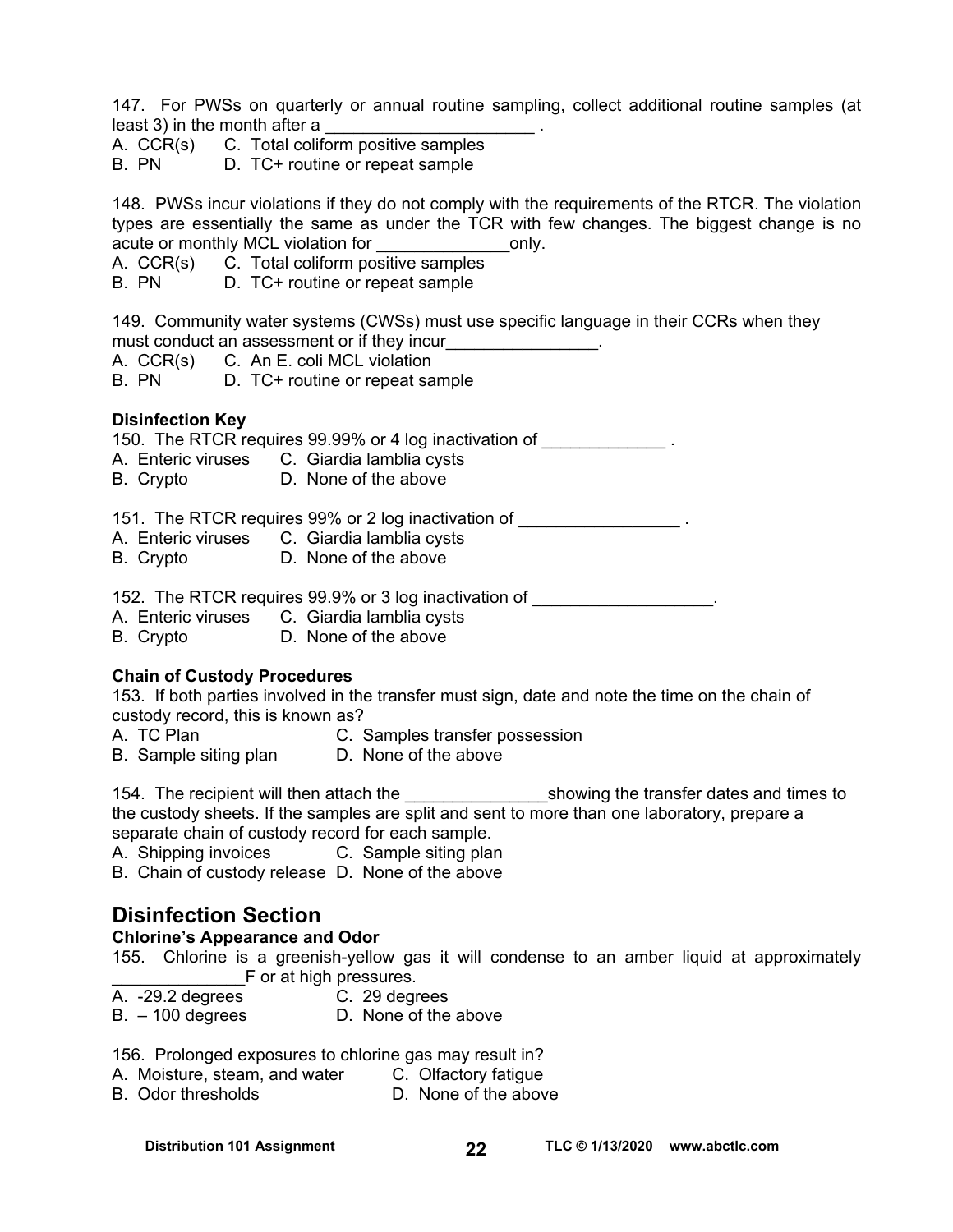147. For PWSs on quarterly or annual routine sampling, collect additional routine samples (at least 3) in the month after a ______________________ .

A. CCR(s) C. Total coliform positive samples
B. PN D. TC+ routine or repeat sample

148. PWSs incur violations if they do not comply with the requirements of the RTCR. The violation types are essentially the same as under the TCR with few changes. The biggest change is no acute or monthly MCL violation for ______________only.

A. CCR(s) C. Total coliform positive samples
B. PN D. TC+ routine or repeat sample

149. Community water systems (CWSs) must use specific language in their CCRs when they must conduct an assessment or if they incur________________.

A. CCR(s) C. An E. coli MCL violation
B. PN D. TC+ routine or repeat sample

**Disinfection Key**

150. The RTCR requires 99.99% or 4 log inactivation of _____________ .

A. Enteric viruses C. Giardia lamblia cysts
B. Crypto D. None of the above

151. The RTCR requires 99% or 2 log inactivation of _________________ .

A. Enteric viruses C. Giardia lamblia cysts
B. Crypto D. None of the above

152. The RTCR requires 99.9% or 3 log inactivation of ___________________.

A. Enteric viruses C. Giardia lamblia cysts
B. Crypto D. None of the above

**Chain of Custody Procedures**

153. If both parties involved in the transfer must sign, date and note the time on the chain of custody record, this is known as?

A. TC Plan C. Samples transfer possession
B. Sample siting plan D. None of the above

154. The recipient will then attach the _______________showing the transfer dates and times to the custody sheets. If the samples are split and sent to more than one laboratory, prepare a separate chain of custody record for each sample.

A. Shipping invoices C. Sample siting plan
B. Chain of custody release D. None of the above

## Disinfection Section

**Chlorine's Appearance and Odor**

155. Chlorine is a greenish-yellow gas it will condense to an amber liquid at approximately ______________F or at high pressures.

A. -29.2 degrees C. 29 degrees
B. – 100 degrees D. None of the above

156. Prolonged exposures to chlorine gas may result in?

A. Moisture, steam, and water C. Olfactory fatigue
B. Odor thresholds D. None of the above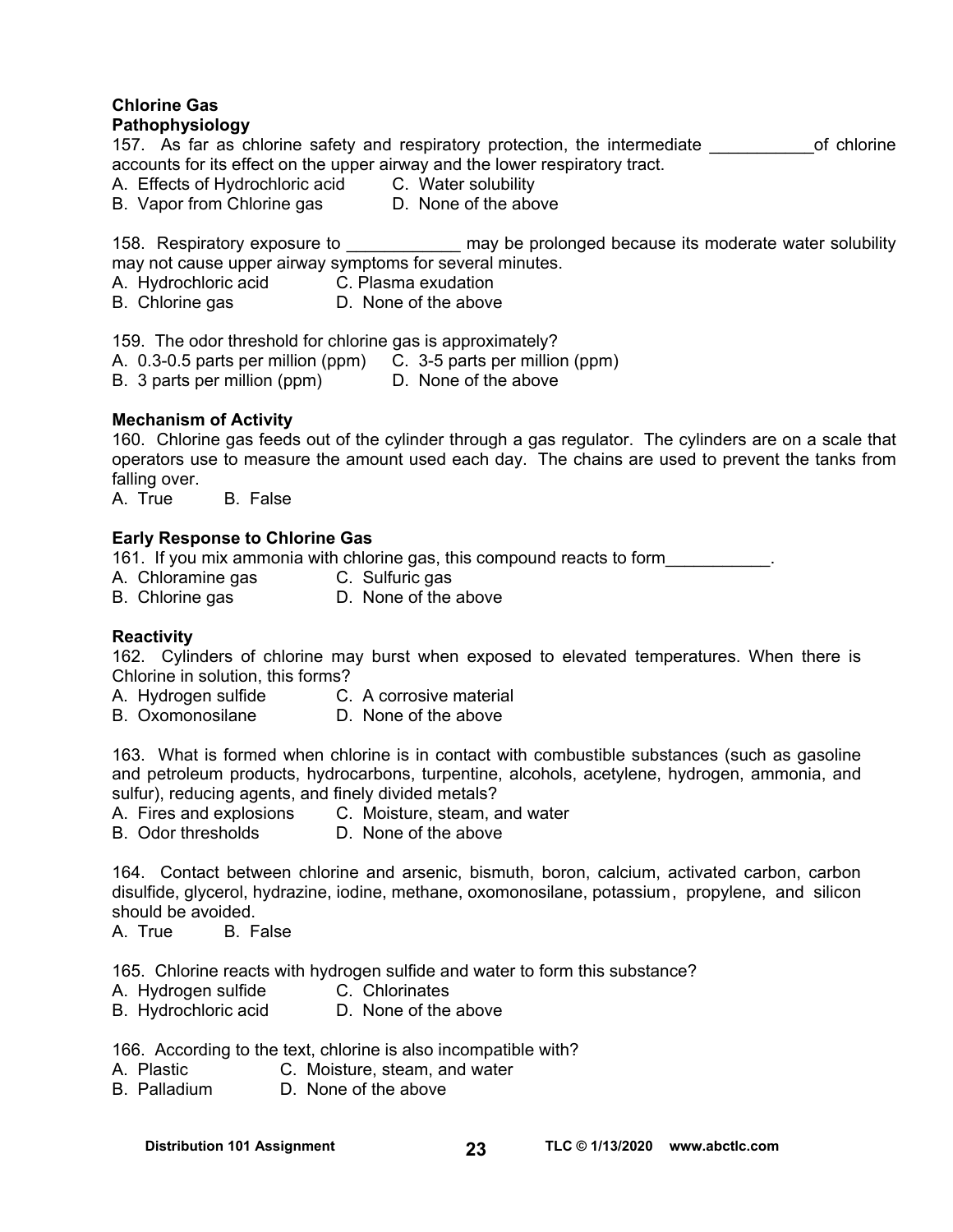**Chlorine Gas**
**Pathophysiology**

157. As far as chlorine safety and respiratory protection, the intermediate ___________of chlorine accounts for its effect on the upper airway and the lower respiratory tract.
A. Effects of Hydrochloric acid
B. Vapor from Chlorine gas
C. Water solubility
D. None of the above

158. Respiratory exposure to ____________ may be prolonged because its moderate water solubility may not cause upper airway symptoms for several minutes.
A. Hydrochloric acid
B. Chlorine gas
C. Plasma exudation
D. None of the above

159. The odor threshold for chlorine gas is approximately?
A. 0.3-0.5 parts per million (ppm)
B. 3 parts per million (ppm)
C. 3-5 parts per million (ppm)
D. None of the above

**Mechanism of Activity**

160. Chlorine gas feeds out of the cylinder through a gas regulator. The cylinders are on a scale that operators use to measure the amount used each day. The chains are used to prevent the tanks from falling over.
A. True B. False

**Early Response to Chlorine Gas**

161. If you mix ammonia with chlorine gas, this compound reacts to form___________.
A. Chloramine gas
B. Chlorine gas
C. Sulfuric gas
D. None of the above

**Reactivity**

162. Cylinders of chlorine may burst when exposed to elevated temperatures. When there is Chlorine in solution, this forms?
A. Hydrogen sulfide
B. Oxomonosilane
C. A corrosive material
D. None of the above

163. What is formed when chlorine is in contact with combustible substances (such as gasoline and petroleum products, hydrocarbons, turpentine, alcohols, acetylene, hydrogen, ammonia, and sulfur), reducing agents, and finely divided metals?
A. Fires and explosions
B. Odor thresholds
C. Moisture, steam, and water
D. None of the above

164. Contact between chlorine and arsenic, bismuth, boron, calcium, activated carbon, carbon disulfide, glycerol, hydrazine, iodine, methane, oxomonosilane, potassium, propylene, and silicon should be avoided.
A. True B. False

165. Chlorine reacts with hydrogen sulfide and water to form this substance?
A. Hydrogen sulfide
B. Hydrochloric acid
C. Chlorinates
D. None of the above

166. According to the text, chlorine is also incompatible with?
A. Plastic
B. Palladium
C. Moisture, steam, and water
D. None of the above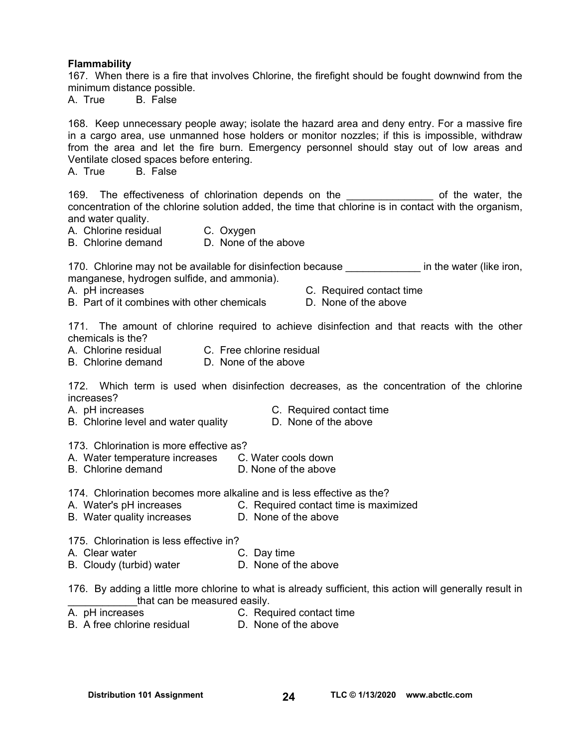**Flammability**

167. When there is a fire that involves Chlorine, the firefight should be fought downwind from the minimum distance possible.

A. True  B. False

168. Keep unnecessary people away; isolate the hazard area and deny entry. For a massive fire in a cargo area, use unmanned hose holders or monitor nozzles; if this is impossible, withdraw from the area and let the fire burn. Emergency personnel should stay out of low areas and Ventilate closed spaces before entering.

A. True  B. False

169. The effectiveness of chlorination depends on the _______________ of the water, the concentration of the chlorine solution added, the time that chlorine is in contact with the organism, and water quality.

A. Chlorine residual  
B. Chlorine demand  
C. Oxygen  
D. None of the above

170. Chlorine may not be available for disinfection because _____________ in the water (like iron, manganese, hydrogen sulfide, and ammonia).

A. pH increases  
B. Part of it combines with other chemicals  
C. Required contact time  
D. None of the above

171. The amount of chlorine required to achieve disinfection and that reacts with the other chemicals is the?

A. Chlorine residual  
B. Chlorine demand  
C. Free chlorine residual  
D. None of the above

172. Which term is used when disinfection decreases, as the concentration of the chlorine increases?

A. pH increases  
B. Chlorine level and water quality  
C. Required contact time  
D. None of the above

173. Chlorination is more effective as?

A. Water temperature increases  
B. Chlorine demand  
C. Water cools down  
D. None of the above

174. Chlorination becomes more alkaline and is less effective as the?

A. Water's pH increases  
B. Water quality increases  
C. Required contact time is maximized  
D. None of the above

175. Chlorination is less effective in?

A. Clear water  
B. Cloudy (turbid) water  
C. Day time  
D. None of the above

176. By adding a little more chlorine to what is already sufficient, this action will generally result in ____________that can be measured easily.

A. pH increases  
B. A free chlorine residual  
C. Required contact time  
D. None of the above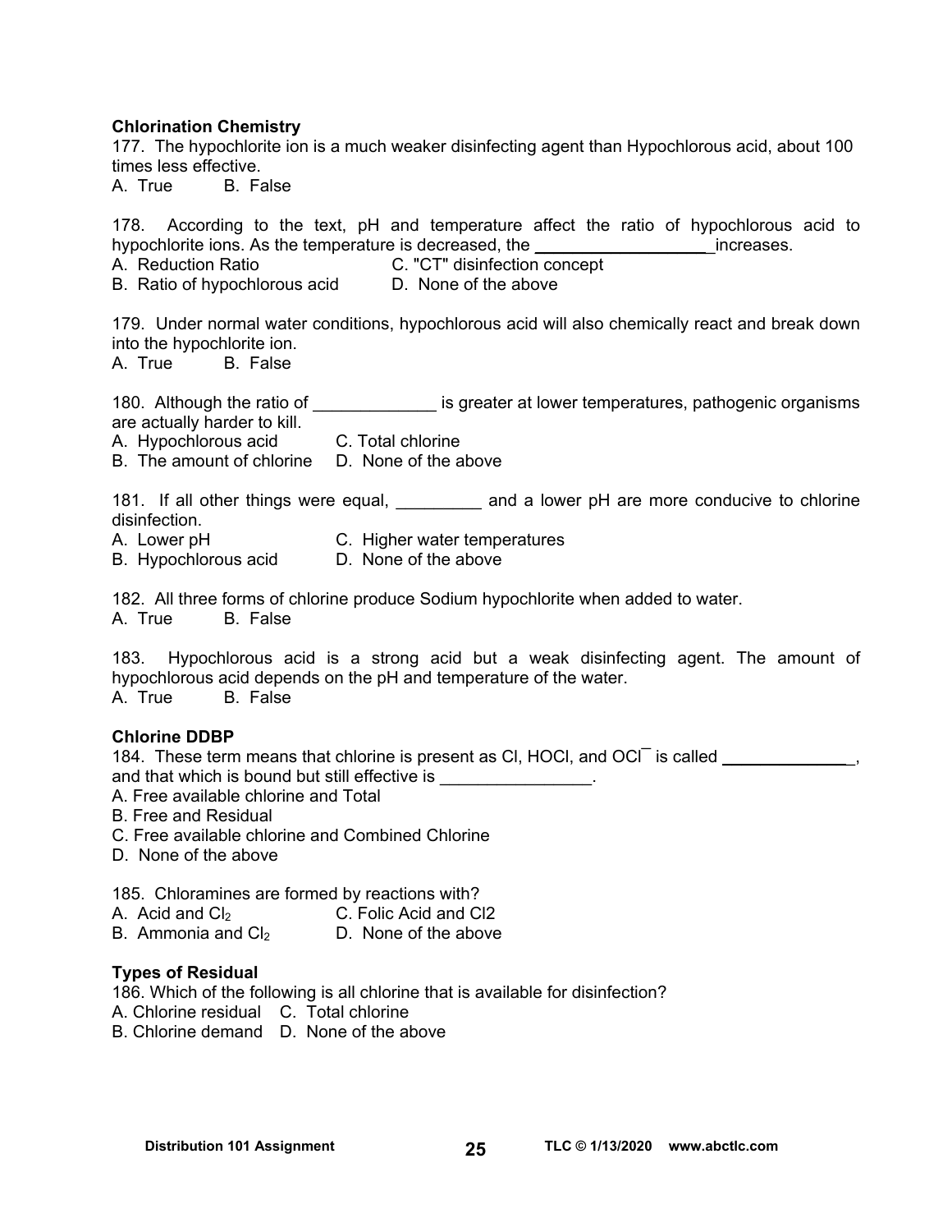**Chlorination Chemistry**

177. The hypochlorite ion is a much weaker disinfecting agent than Hypochlorous acid, about 100 times less effective.
A. True B. False

178. According to the text, pH and temperature affect the ratio of hypochlorous acid to hypochlorite ions. As the temperature is decreased, the __________________ increases.
A. Reduction Ratio
B. Ratio of hypochlorous acid
C. "CT" disinfection concept
D. None of the above

179. Under normal water conditions, hypochlorous acid will also chemically react and break down into the hypochlorite ion.
A. True B. False

180. Although the ratio of _____________ is greater at lower temperatures, pathogenic organisms are actually harder to kill.
A. Hypochlorous acid
B. The amount of chlorine
C. Total chlorine
D. None of the above

181. If all other things were equal, _________ and a lower pH are more conducive to chlorine disinfection.
A. Lower pH
B. Hypochlorous acid
C. Higher water temperatures
D. None of the above

182. All three forms of chlorine produce Sodium hypochlorite when added to water.
A. True B. False

183. Hypochlorous acid is a strong acid but a weak disinfecting agent. The amount of hypochlorous acid depends on the pH and temperature of the water.
A. True B. False

**Chlorine DDBP**

184. These term means that chlorine is present as Cl, HOCl, and $OCl^-$ is called ______________, and that which is bound but still effective is ________________.
A. Free available chlorine and Total
B. Free and Residual
C. Free available chlorine and Combined Chlorine
D. None of the above

185. Chloramines are formed by reactions with?
A. Acid and $Cl_2$
B. Ammonia and $Cl_2$
C. Folic Acid and Cl2
D. None of the above

**Types of Residual**

186. Which of the following is all chlorine that is available for disinfection?
A. Chlorine residual
B. Chlorine demand
C. Total chlorine
D. None of the above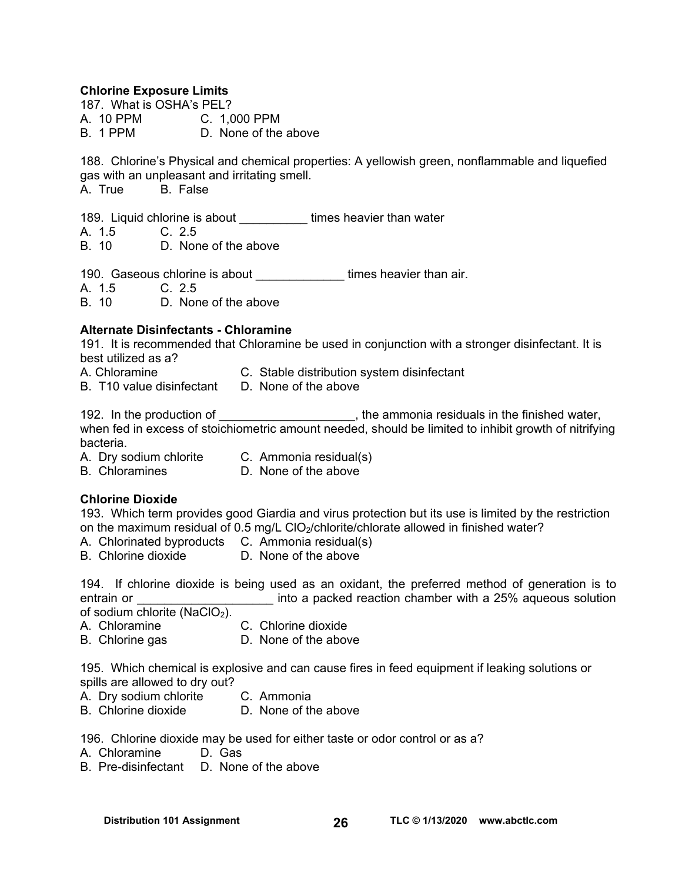**Chlorine Exposure Limits**

187. What is OSHA's PEL?

A. 10 PPM C. 1,000 PPM
B. 1 PPM D. None of the above

188. Chlorine's Physical and chemical properties: A yellowish green, nonflammable and liquefied gas with an unpleasant and irritating smell.

A. True B. False

189. Liquid chlorine is about __________ times heavier than water

A. 1.5 C. 2.5
B. 10 D. None of the above

190. Gaseous chlorine is about _____________ times heavier than air.

A. 1.5 C. 2.5
B. 10 D. None of the above

**Alternate Disinfectants - Chloramine**

191. It is recommended that Chloramine be used in conjunction with a stronger disinfectant. It is best utilized as a?

A. Chloramine C. Stable distribution system disinfectant
B. T10 value disinfectant D. None of the above

192. In the production of ____________________, the ammonia residuals in the finished water, when fed in excess of stoichiometric amount needed, should be limited to inhibit growth of nitrifying bacteria.

A. Dry sodium chlorite C. Ammonia residual(s)
B. Chloramines D. None of the above

**Chlorine Dioxide**

193. Which term provides good Giardia and virus protection but its use is limited by the restriction on the maximum residual of 0.5 mg/L $ClO_2$/chlorite/chlorate allowed in finished water?

A. Chlorinated byproducts C. Ammonia residual(s)
B. Chlorine dioxide D. None of the above

194. If chlorine dioxide is being used as an oxidant, the preferred method of generation is to entrain or ____________________ into a packed reaction chamber with a 25% aqueous solution of sodium chlorite ($NaClO_2$).

A. Chloramine C. Chlorine dioxide
B. Chlorine gas D. None of the above

195. Which chemical is explosive and can cause fires in feed equipment if leaking solutions or spills are allowed to dry out?

A. Dry sodium chlorite C. Ammonia
B. Chlorine dioxide D. None of the above

196. Chlorine dioxide may be used for either taste or odor control or as a?

A. Chloramine D. Gas
B. Pre-disinfectant D. None of the above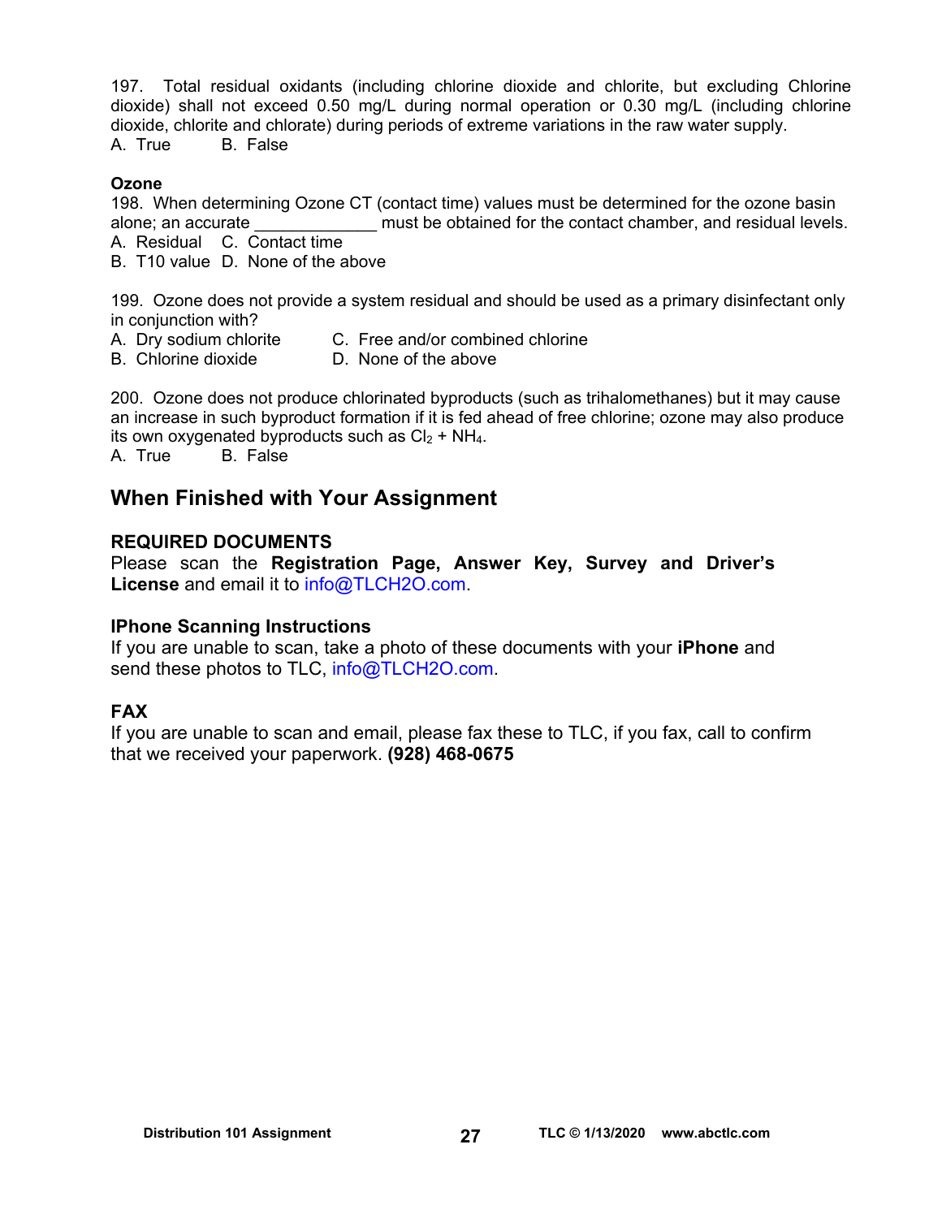197. Total residual oxidants (including chlorine dioxide and chlorite, but excluding Chlorine dioxide) shall not exceed 0.50 mg/L during normal operation or 0.30 mg/L (including chlorine dioxide, chlorite and chlorate) during periods of extreme variations in the raw water supply.
A. True B. False

**Ozone**

198. When determining Ozone CT (contact time) values must be determined for the ozone basin alone; an accurate _____________ must be obtained for the contact chamber, and residual levels.
A. Residual C. Contact time
B. T10 value D. None of the above

199. Ozone does not provide a system residual and should be used as a primary disinfectant only in conjunction with?
A. Dry sodium chlorite C. Free and/or combined chlorine
B. Chlorine dioxide D. None of the above

200. Ozone does not produce chlorinated byproducts (such as trihalomethanes) but it may cause an increase in such byproduct formation if it is fed ahead of free chlorine; ozone may also produce its own oxygenated byproducts such as $Cl_2$ + $NH_4$.
A. True B. False

## When Finished with Your Assignment

**REQUIRED DOCUMENTS**

Please scan the **Registration Page, Answer Key, Survey and Driver's License** and email it to info@TLCH2O.com.

**IPhone Scanning Instructions**

If you are unable to scan, take a photo of these documents with your **iPhone** and send these photos to TLC, info@TLCH2O.com.

**FAX**

If you are unable to scan and email, please fax these to TLC, if you fax, call to confirm that we received your paperwork. **(928) 468-0675**